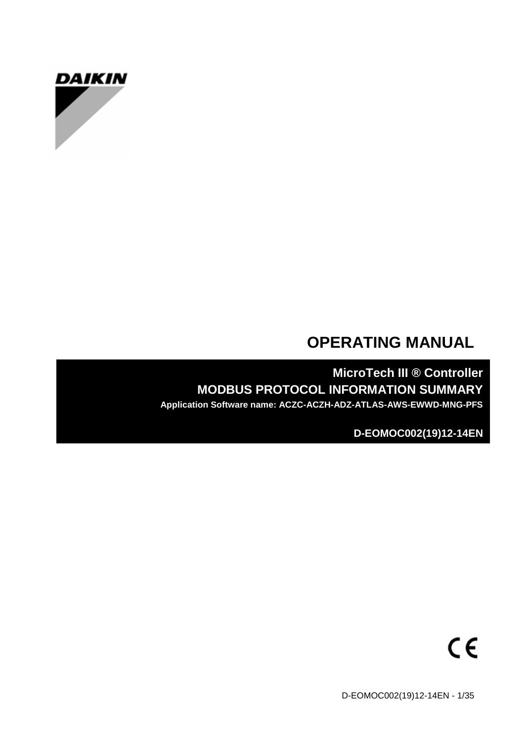DAIKIN

# OPERATING MANUAL

## MicroTech III ® Controller

## MODBUS PROTOCOL INFORMATION SUMMARY

**Application Software name: ACZC-ACZH-ADZ-ATLAS-AWS-EWWD-MNG-PFS**

**D-EOMOC002(19)12-14EN**

CE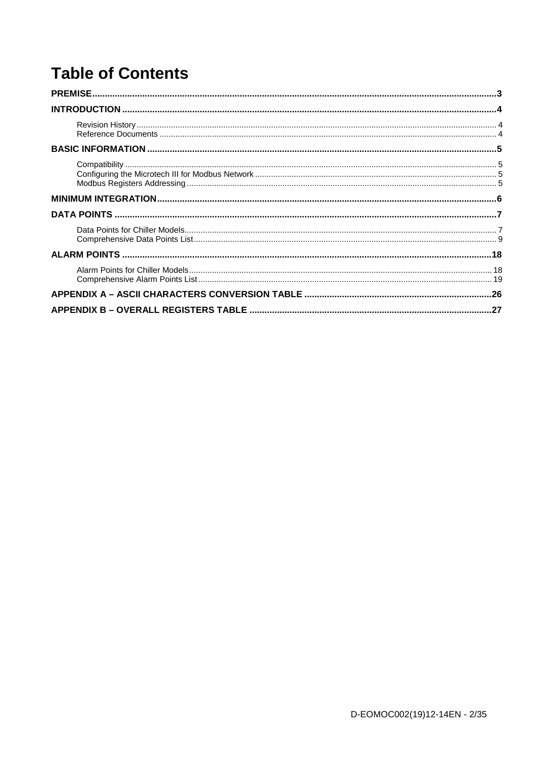# Table of Contents

**PREMISE** ........................................................................ **3**

**INTRODUCTION** ........................................................................ **4**

- Revision History ........................................................................ 4
- Reference Documents ........................................................................ 4

**BASIC INFORMATION** ........................................................................ **5**

- Compatibility ........................................................................ 5
- Configuring the Microtech III for Modbus Network ........................................................................ 5
- Modbus Registers Addressing ........................................................................ 5

**MINIMUM INTEGRATION** ........................................................................ **6**

**DATA POINTS** ........................................................................ **7**

- Data Points for Chiller Models ........................................................................ 7
- Comprehensive Data Points List ........................................................................ 9

**ALARM POINTS** ........................................................................ **18**

- Alarm Points for Chiller Models ........................................................................ 18
- Comprehensive Alarm Points List ........................................................................ 19

**APPENDIX A – ASCII CHARACTERS CONVERSION TABLE** ........................................................................ **26**

**APPENDIX B – OVERALL REGISTERS TABLE** ........................................................................ **27**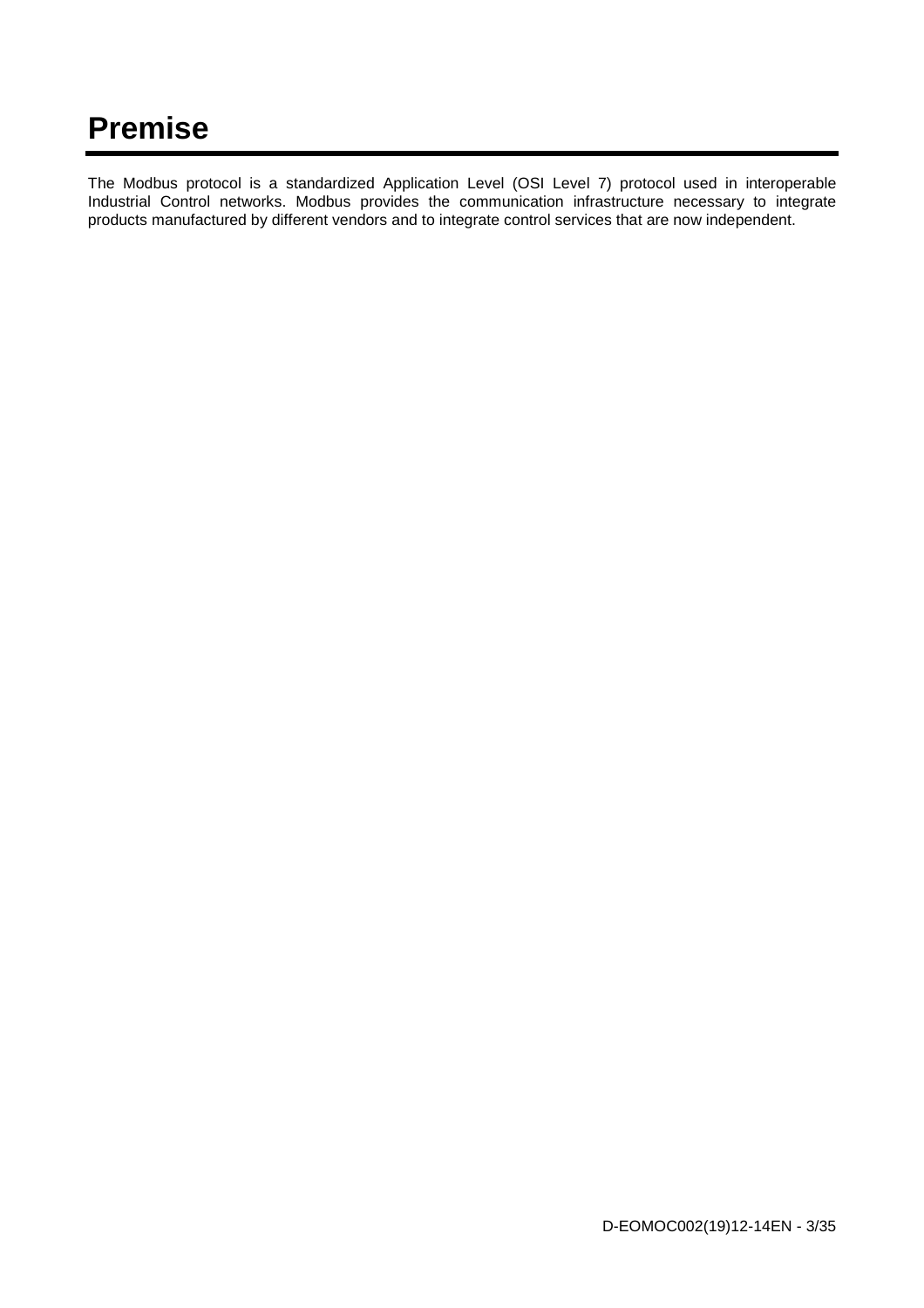# Premise

The Modbus protocol is a standardized Application Level (OSI Level 7) protocol used in interoperable Industrial Control networks. Modbus provides the communication infrastructure necessary to integrate products manufactured by different vendors and to integrate control services that are now independent.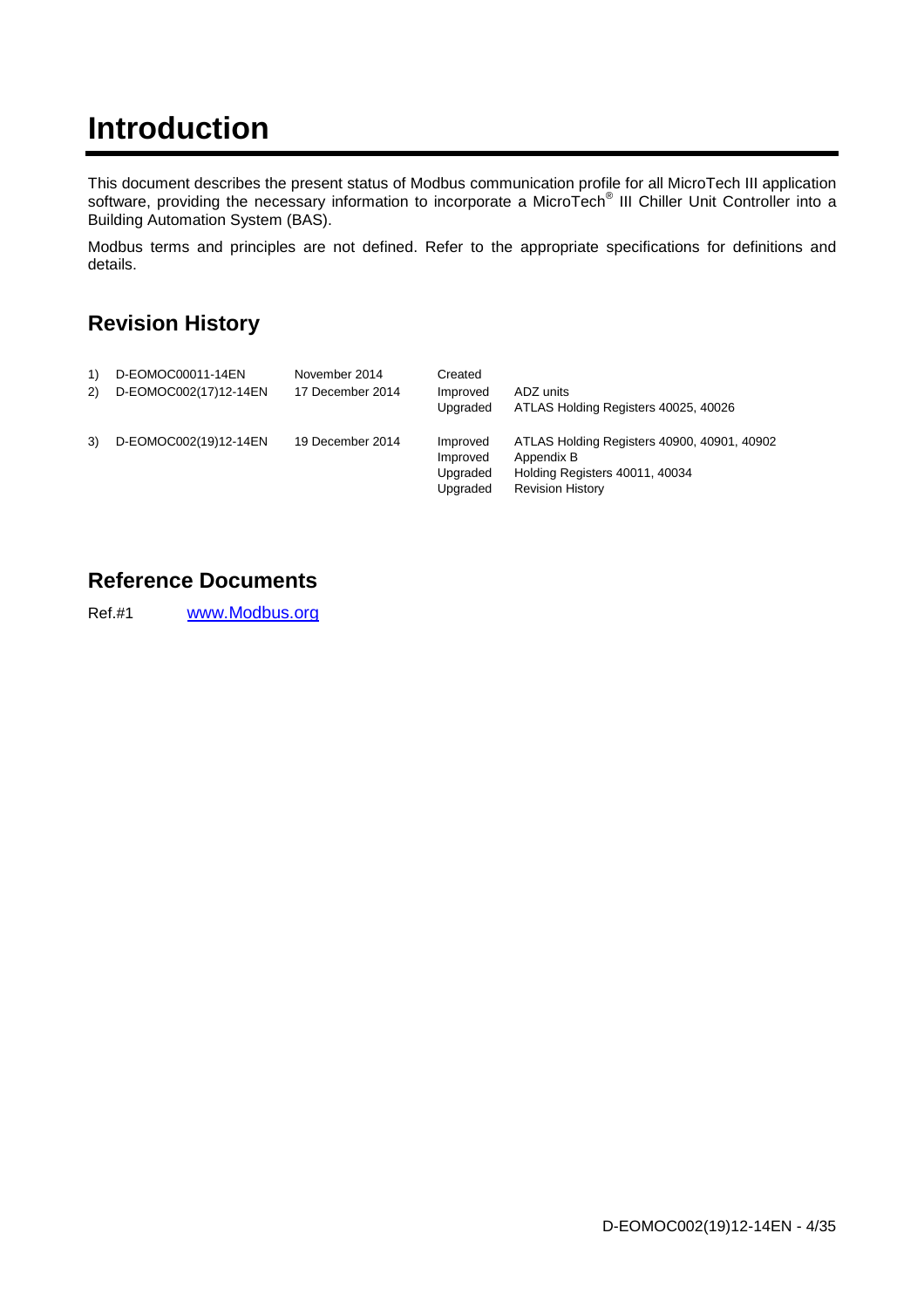# Introduction

This document describes the present status of Modbus communication profile for all MicroTech III application software, providing the necessary information to incorporate a MicroTech® III Chiller Unit Controller into a Building Automation System (BAS).

Modbus terms and principles are not defined. Refer to the appropriate specifications for definitions and details.

## Revision History

| | | | | |
|---|---|---|---|---|
| 1) | D-EOMOC00011-14EN | November 2014 | Created | |
| 2) | D-EOMOC002(17)12-14EN | 17 December 2014 | Improved<br>Upgraded | ADZ units<br>ATLAS Holding Registers 40025, 40026 |
| 3) | D-EOMOC002(19)12-14EN | 19 December 2014 | Improved<br>Improved<br>Upgraded<br>Upgraded | ATLAS Holding Registers 40900, 40901, 40902<br>Appendix B<br>Holding Registers 40011, 40034<br>Revision History |

## Reference Documents

Ref.#1 www.Modbus.org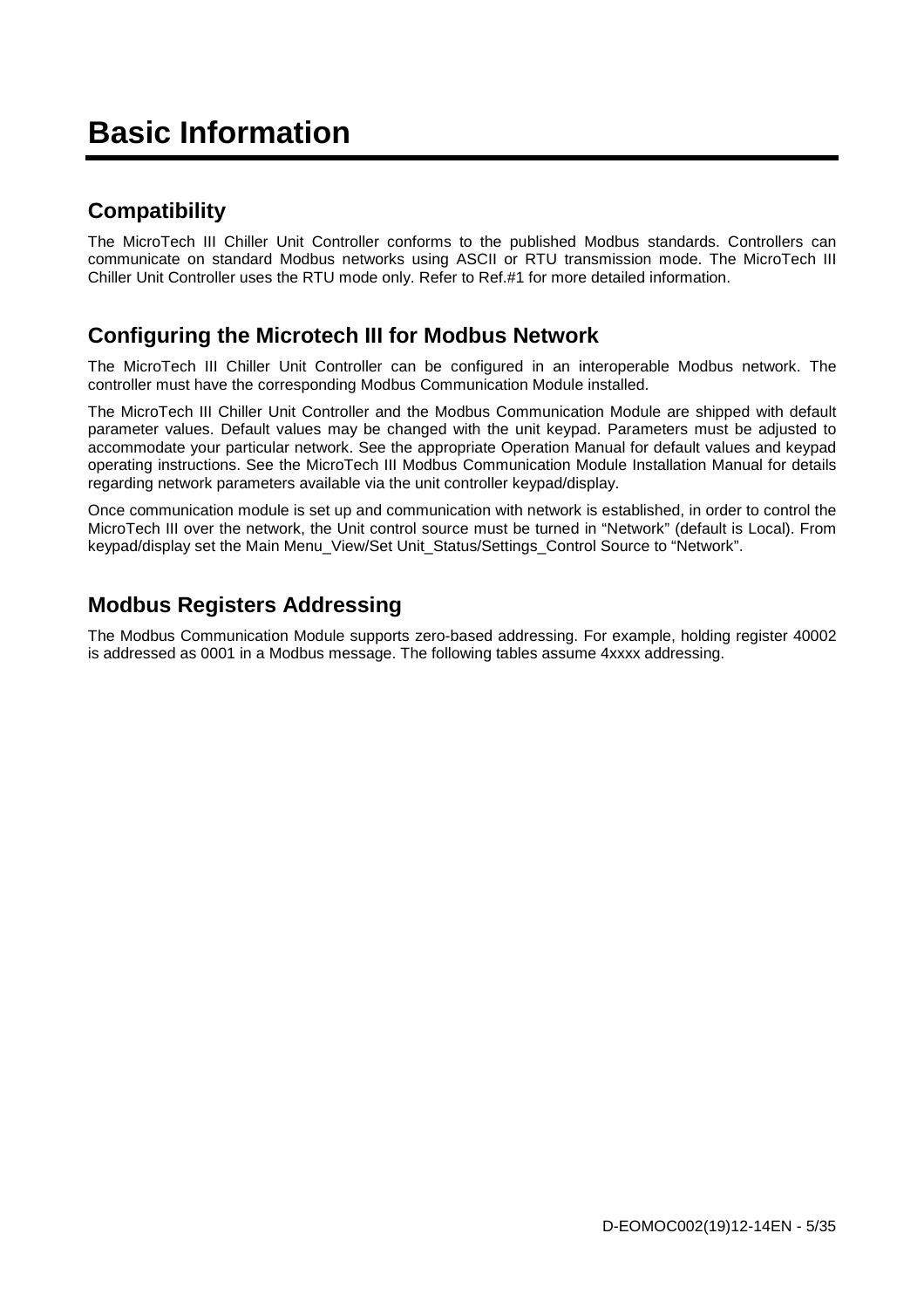# Basic Information

## Compatibility

The MicroTech III Chiller Unit Controller conforms to the published Modbus standards. Controllers can communicate on standard Modbus networks using ASCII or RTU transmission mode. The MicroTech III Chiller Unit Controller uses the RTU mode only. Refer to Ref.#1 for more detailed information.

## Configuring the Microtech III for Modbus Network

The MicroTech III Chiller Unit Controller can be configured in an interoperable Modbus network. The controller must have the corresponding Modbus Communication Module installed.

The MicroTech III Chiller Unit Controller and the Modbus Communication Module are shipped with default parameter values. Default values may be changed with the unit keypad. Parameters must be adjusted to accommodate your particular network. See the appropriate Operation Manual for default values and keypad operating instructions. See the MicroTech III Modbus Communication Module Installation Manual for details regarding network parameters available via the unit controller keypad/display.

Once communication module is set up and communication with network is established, in order to control the MicroTech III over the network, the Unit control source must be turned in "Network" (default is Local). From keypad/display set the Main Menu_View/Set Unit_Status/Settings_Control Source to "Network".

## Modbus Registers Addressing

The Modbus Communication Module supports zero-based addressing. For example, holding register 40002 is addressed as 0001 in a Modbus message. The following tables assume 4xxxx addressing.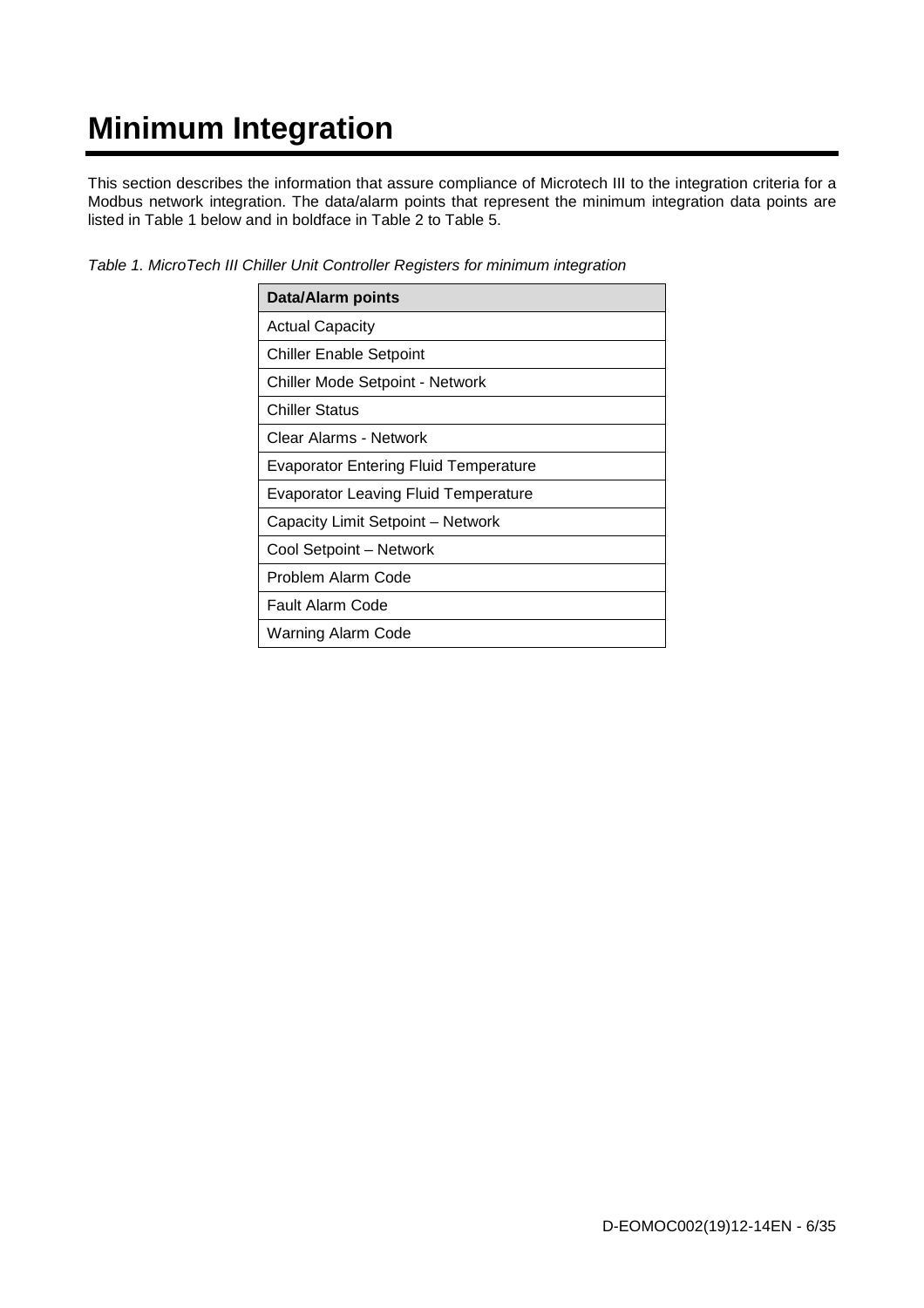# Minimum Integration

This section describes the information that assure compliance of Microtech III to the integration criteria for a Modbus network integration. The data/alarm points that represent the minimum integration data points are listed in Table 1 below and in boldface in Table 2 to Table 5.

*Table 1. MicroTech III Chiller Unit Controller Registers for minimum integration*

| Data/Alarm points |
|---|
| Actual Capacity |
| Chiller Enable Setpoint |
| Chiller Mode Setpoint - Network |
| Chiller Status |
| Clear Alarms - Network |
| Evaporator Entering Fluid Temperature |
| Evaporator Leaving Fluid Temperature |
| Capacity Limit Setpoint – Network |
| Cool Setpoint – Network |
| Problem Alarm Code |
| Fault Alarm Code |
| Warning Alarm Code |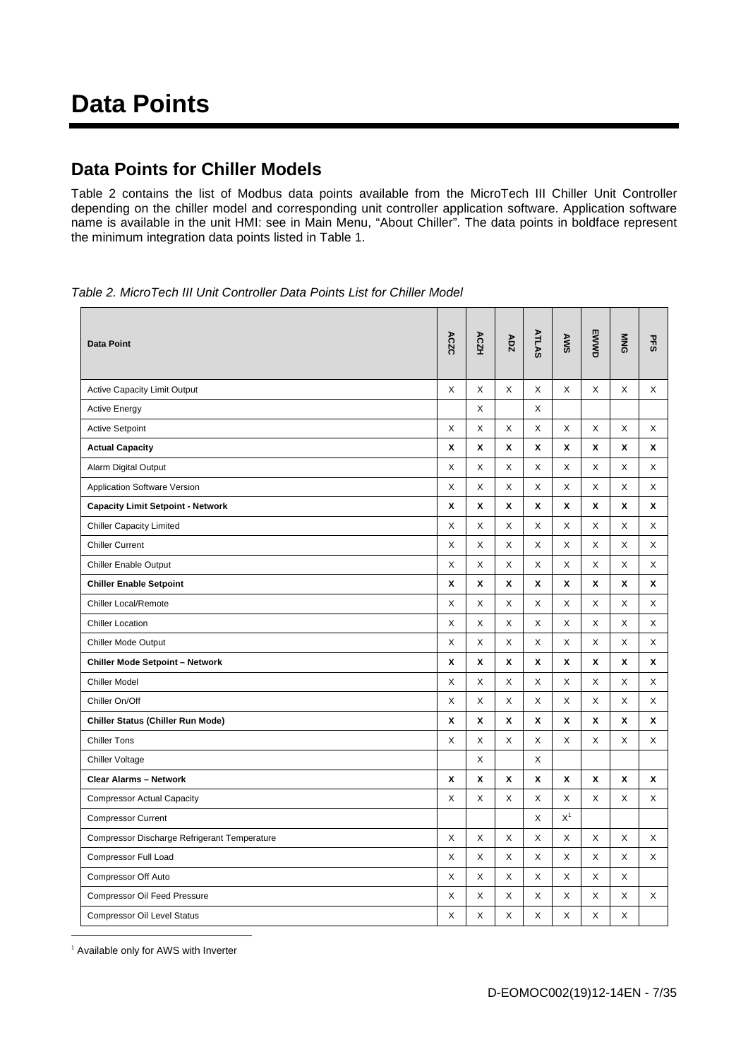# Data Points

## Data Points for Chiller Models

Table 2 contains the list of Modbus data points available from the MicroTech III Chiller Unit Controller depending on the chiller model and corresponding unit controller application software. Application software name is available in the unit HMI: see in Main Menu, "About Chiller". The data points in boldface represent the minimum integration data points listed in Table 1.

*Table 2. MicroTech III Unit Controller Data Points List for Chiller Model*

| Data Point | ACZC | ACZH | ADZ | ATLAS | AWS | EWWD | MNG | PFS |
|---|---|---|---|---|---|---|---|---|
| Active Capacity Limit Output | X | X | X | X | X | X | X | X |
| Active Energy | | X | | X | | | | |
| Active Setpoint | X | X | X | X | X | X | X | X |
| **Actual Capacity** | **X** | **X** | **X** | **X** | **X** | **X** | **X** | **X** |
| Alarm Digital Output | X | X | X | X | X | X | X | X |
| Application Software Version | X | X | X | X | X | X | X | X |
| **Capacity Limit Setpoint - Network** | **X** | **X** | **X** | **X** | **X** | **X** | **X** | **X** |
| Chiller Capacity Limited | X | X | X | X | X | X | X | X |
| Chiller Current | X | X | X | X | X | X | X | X |
| Chiller Enable Output | X | X | X | X | X | X | X | X |
| **Chiller Enable Setpoint** | **X** | **X** | **X** | **X** | **X** | **X** | **X** | **X** |
| Chiller Local/Remote | X | X | X | X | X | X | X | X |
| Chiller Location | X | X | X | X | X | X | X | X |
| Chiller Mode Output | X | X | X | X | X | X | X | X |
| **Chiller Mode Setpoint – Network** | **X** | **X** | **X** | **X** | **X** | **X** | **X** | **X** |
| Chiller Model | X | X | X | X | X | X | X | X |
| Chiller On/Off | X | X | X | X | X | X | X | X |
| **Chiller Status (Chiller Run Mode)** | **X** | **X** | **X** | **X** | **X** | **X** | **X** | **X** |
| Chiller Tons | X | X | X | X | X | X | X | X |
| Chiller Voltage | | X | | X | | | | |
| **Clear Alarms – Network** | **X** | **X** | **X** | **X** | **X** | **X** | **X** | **X** |
| Compressor Actual Capacity | X | X | X | X | X | X | X | X |
| Compressor Current | | | | X | X[1] | | | |
| Compressor Discharge Refrigerant Temperature | X | X | X | X | X | X | X | X |
| Compressor Full Load | X | X | X | X | X | X | X | X |
| Compressor Off Auto | X | X | X | X | X | X | X | |
| Compressor Oil Feed Pressure | X | X | X | X | X | X | X | X |
| Compressor Oil Level Status | X | X | X | X | X | X | X | |

[1] Available only for AWS with Inverter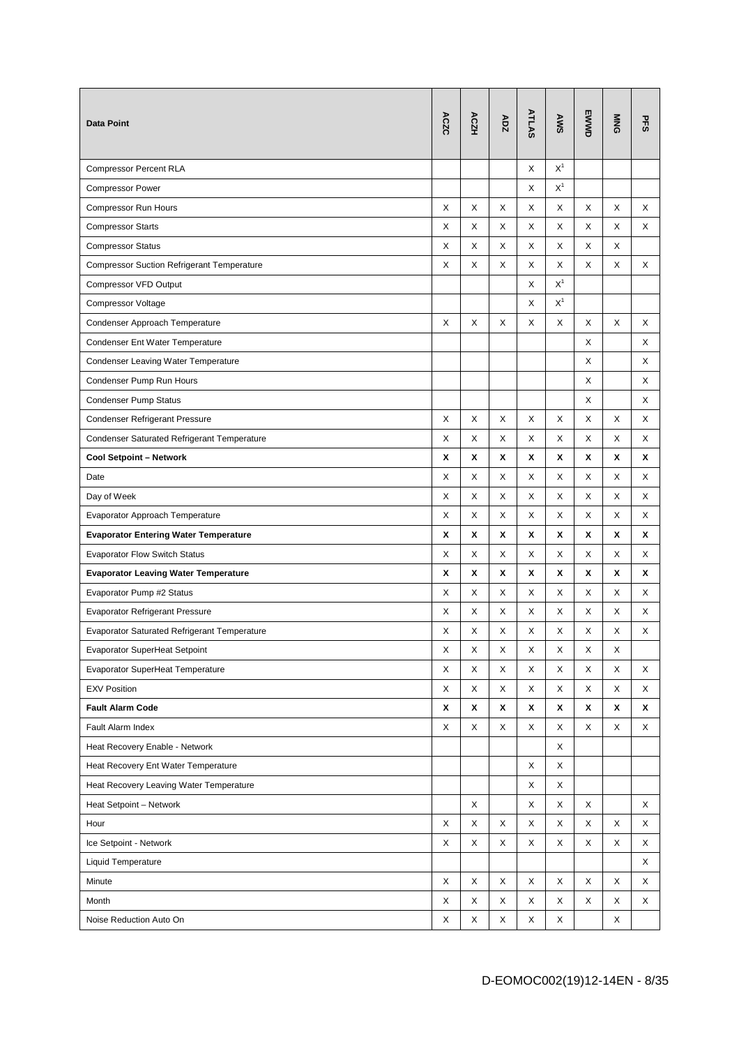| **Data Point** | **ACZC** | **ACZH** | **ADZ** | **ATLAS** | **AWS** | **EWWD** | **MNG** | **PFS** |
|---|---|---|---|---|---|---|---|---|
| Compressor Percent RLA | | | | X | X[1] | | | |
| Compressor Power | | | | X | X[1] | | | |
| Compressor Run Hours | X | X | X | X | X | X | X | X |
| Compressor Starts | X | X | X | X | X | X | X | X |
| Compressor Status | X | X | X | X | X | X | X | |
| Compressor Suction Refrigerant Temperature | X | X | X | X | X | X | X | X |
| Compressor VFD Output | | | | X | X[1] | | | |
| Compressor Voltage | | | | X | X[1] | | | |
| Condenser Approach Temperature | X | X | X | X | X | X | X | X |
| Condenser Ent Water Temperature | | | | | | X | | X |
| Condenser Leaving Water Temperature | | | | | | X | | X |
| Condenser Pump Run Hours | | | | | | X | | X |
| Condenser Pump Status | | | | | | X | | X |
| Condenser Refrigerant Pressure | X | X | X | X | X | X | X | X |
| Condenser Saturated Refrigerant Temperature | X | X | X | X | X | X | X | X |
| **Cool Setpoint – Network** | **X** | **X** | **X** | **X** | **X** | **X** | **X** | **X** |
| Date | X | X | X | X | X | X | X | X |
| Day of Week | X | X | X | X | X | X | X | X |
| Evaporator Approach Temperature | X | X | X | X | X | X | X | X |
| **Evaporator Entering Water Temperature** | **X** | **X** | **X** | **X** | **X** | **X** | **X** | **X** |
| Evaporator Flow Switch Status | X | X | X | X | X | X | X | X |
| **Evaporator Leaving Water Temperature** | **X** | **X** | **X** | **X** | **X** | **X** | **X** | **X** |
| Evaporator Pump #2 Status | X | X | X | X | X | X | X | X |
| Evaporator Refrigerant Pressure | X | X | X | X | X | X | X | X |
| Evaporator Saturated Refrigerant Temperature | X | X | X | X | X | X | X | X |
| Evaporator SuperHeat Setpoint | X | X | X | X | X | X | X | |
| Evaporator SuperHeat Temperature | X | X | X | X | X | X | X | X |
| EXV Position | X | X | X | X | X | X | X | X |
| **Fault Alarm Code** | **X** | **X** | **X** | **X** | **X** | **X** | **X** | **X** |
| Fault Alarm Index | X | X | X | X | X | X | X | X |
| Heat Recovery Enable - Network | | | | | X | | | |
| Heat Recovery Ent Water Temperature | | | | X | X | | | |
| Heat Recovery Leaving Water Temperature | | | | X | X | | | |
| Heat Setpoint – Network | | X | | X | X | X | | X |
| Hour | X | X | X | X | X | X | X | X |
| Ice Setpoint - Network | X | X | X | X | X | X | X | X |
| Liquid Temperature | | | | | | | | X |
| Minute | X | X | X | X | X | X | X | X |
| Month | X | X | X | X | X | X | X | X |
| Noise Reduction Auto On | X | X | X | X | X | | X | |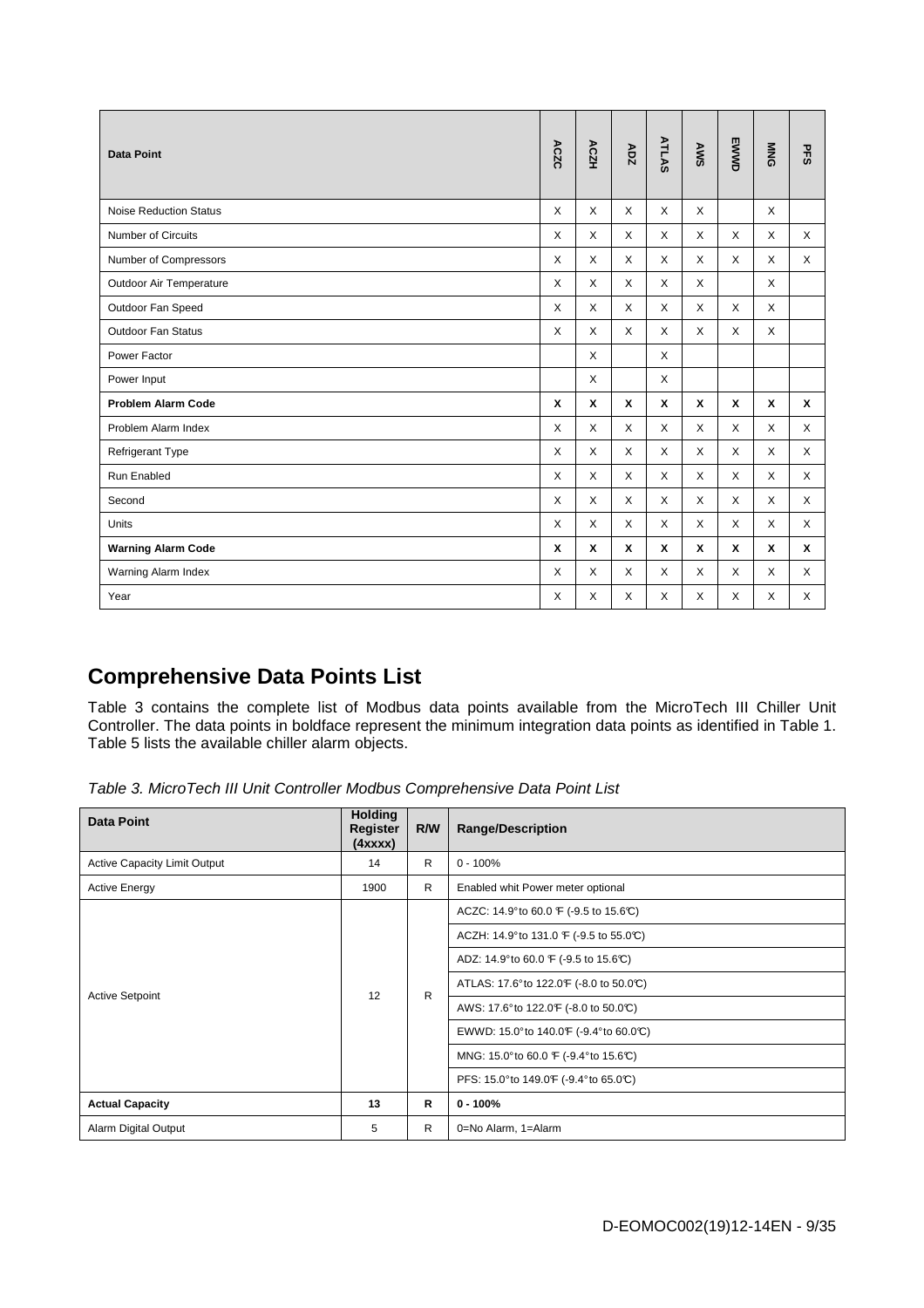| Data Point | ACZC | ACZH | ADZ | ATLAS | AWS | EWWD | MNG | PFS |
|---|---|---|---|---|---|---|---|---|
| Noise Reduction Status | X | X | X | X | X |  | X |  |
| Number of Circuits | X | X | X | X | X | X | X | X |
| Number of Compressors | X | X | X | X | X | X | X | X |
| Outdoor Air Temperature | X | X | X | X | X |  | X |  |
| Outdoor Fan Speed | X | X | X | X | X | X | X |  |
| Outdoor Fan Status | X | X | X | X | X | X | X |  |
| Power Factor |  | X |  | X |  |  |  |  |
| Power Input |  | X |  | X |  |  |  |  |
| **Problem Alarm Code** | **X** | **X** | **X** | **X** | **X** | **X** | **X** | **X** |
| Problem Alarm Index | X | X | X | X | X | X | X | X |
| Refrigerant Type | X | X | X | X | X | X | X | X |
| Run Enabled | X | X | X | X | X | X | X | X |
| Second | X | X | X | X | X | X | X | X |
| Units | X | X | X | X | X | X | X | X |
| **Warning Alarm Code** | **X** | **X** | **X** | **X** | **X** | **X** | **X** | **X** |
| Warning Alarm Index | X | X | X | X | X | X | X | X |
| Year | X | X | X | X | X | X | X | X |

## Comprehensive Data Points List

Table 3 contains the complete list of Modbus data points available from the MicroTech III Chiller Unit Controller. The data points in boldface represent the minimum integration data points as identified in Table 1. Table 5 lists the available chiller alarm objects.

*Table 3. MicroTech III Unit Controller Modbus Comprehensive Data Point List*

| Data Point | Holding Register (4xxxx) | R/W | Range/Description |
|---|---|---|---|
| Active Capacity Limit Output | 14 | R | 0 - 100% |
| Active Energy | 1900 | R | Enabled whit Power meter optional |
| Active Setpoint | 12 | R | ACZC: 14.9° to 60.0 °F (-9.5 to 15.6°C) |
|  |  |  | ACZH: 14.9° to 131.0 °F (-9.5 to 55.0°C) |
|  |  |  | ADZ: 14.9° to 60.0 °F (-9.5 to 15.6°C) |
|  |  |  | ATLAS: 17.6° to 122.0°F (-8.0 to 50.0°C) |
|  |  |  | AWS: 17.6° to 122.0°F (-8.0 to 50.0°C) |
|  |  |  | EWWD: 15.0° to 140.0°F (-9.4° to 60.0°C) |
|  |  |  | MNG: 15.0° to 60.0 °F (-9.4° to 15.6°C) |
|  |  |  | PFS: 15.0° to 149.0°F (-9.4° to 65.0°C) |
| **Actual Capacity** | **13** | **R** | **0 - 100%** |
| Alarm Digital Output | 5 | R | 0=No Alarm, 1=Alarm |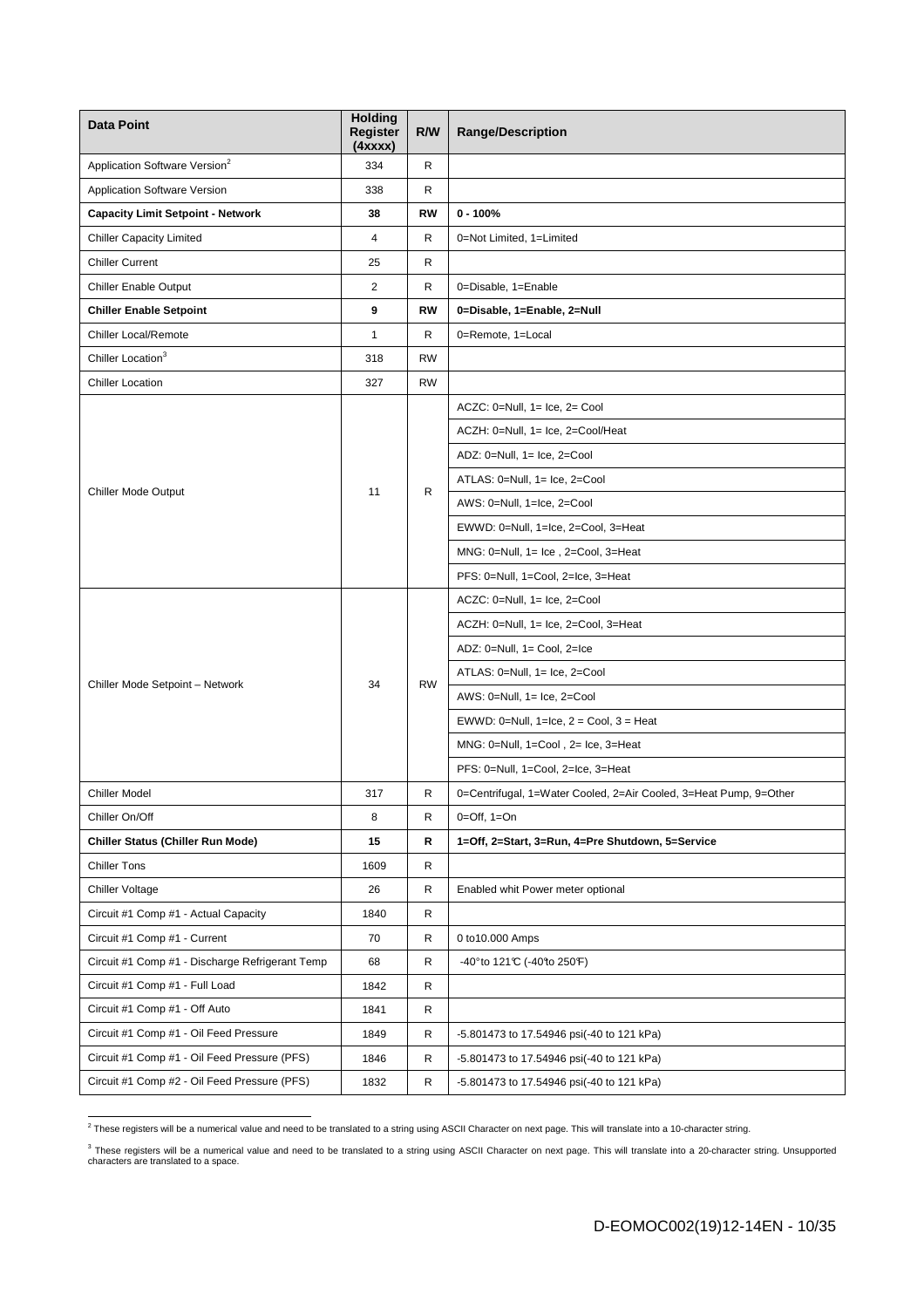| Data Point | Holding Register (4xxxx) | R/W | Range/Description |
|---|---|---|---|
| Application Software Version[2] | 334 | R | |
| Application Software Version | 338 | R | |
| **Capacity Limit Setpoint - Network** | **38** | **RW** | **0 - 100%** |
| Chiller Capacity Limited | 4 | R | 0=Not Limited, 1=Limited |
| Chiller Current | 25 | R | |
| Chiller Enable Output | 2 | R | 0=Disable, 1=Enable |
| **Chiller Enable Setpoint** | **9** | **RW** | **0=Disable, 1=Enable, 2=Null** |
| Chiller Local/Remote | 1 | R | 0=Remote, 1=Local |
| Chiller Location[3] | 318 | RW | |
| Chiller Location | 327 | RW | |
| Chiller Mode Output | 11 | R | ACZC: 0=Null, 1= Ice, 2= Cool |
| | | | ACZH: 0=Null, 1= Ice, 2=Cool/Heat |
| | | | ADZ: 0=Null, 1= Ice, 2=Cool |
| | | | ATLAS: 0=Null, 1= Ice, 2=Cool |
| | | | AWS: 0=Null, 1=Ice, 2=Cool |
| | | | EWWD: 0=Null, 1=Ice, 2=Cool, 3=Heat |
| | | | MNG: 0=Null, 1= Ice , 2=Cool, 3=Heat |
| | | | PFS: 0=Null, 1=Cool, 2=Ice, 3=Heat |
| Chiller Mode Setpoint – Network | 34 | RW | ACZC: 0=Null, 1= Ice, 2=Cool |
| | | | ACZH: 0=Null, 1= Ice, 2=Cool, 3=Heat |
| | | | ADZ: 0=Null, 1= Cool, 2=Ice |
| | | | ATLAS: 0=Null, 1= Ice, 2=Cool |
| | | | AWS: 0=Null, 1= Ice, 2=Cool |
| | | | EWWD: 0=Null, 1=Ice, 2 = Cool, 3 = Heat |
| | | | MNG: 0=Null, 1=Cool , 2= Ice, 3=Heat |
| | | | PFS: 0=Null, 1=Cool, 2=Ice, 3=Heat |
| Chiller Model | 317 | R | 0=Centrifugal, 1=Water Cooled, 2=Air Cooled, 3=Heat Pump, 9=Other |
| Chiller On/Off | 8 | R | 0=Off, 1=On |
| **Chiller Status (Chiller Run Mode)** | **15** | **R** | **1=Off, 2=Start, 3=Run, 4=Pre Shutdown, 5=Service** |
| Chiller Tons | 1609 | R | |
| Chiller Voltage | 26 | R | Enabled whit Power meter optional |
| Circuit #1 Comp #1 - Actual Capacity | 1840 | R | |
| Circuit #1 Comp #1 - Current | 70 | R | 0 to10.000 Amps |
| Circuit #1 Comp #1 - Discharge Refrigerant Temp | 68 | R | -40°to 121°C (-40°to 250°F) |
| Circuit #1 Comp #1 - Full Load | 1842 | R | |
| Circuit #1 Comp #1 - Off Auto | 1841 | R | |
| Circuit #1 Comp #1 - Oil Feed Pressure | 1849 | R | -5.801473 to 17.54946 psi(-40 to 121 kPa) |
| Circuit #1 Comp #1 - Oil Feed Pressure (PFS) | 1846 | R | -5.801473 to 17.54946 psi(-40 to 121 kPa) |
| Circuit #1 Comp #2 - Oil Feed Pressure (PFS) | 1832 | R | -5.801473 to 17.54946 psi(-40 to 121 kPa) |

[2] These registers will be a numerical value and need to be translated to a string using ASCII Character on next page. This will translate into a 10-character string.

[3] These registers will be a numerical value and need to be translated to a string using ASCII Character on next page. This will translate into a 20-character string. Unsupported characters are translated to a space.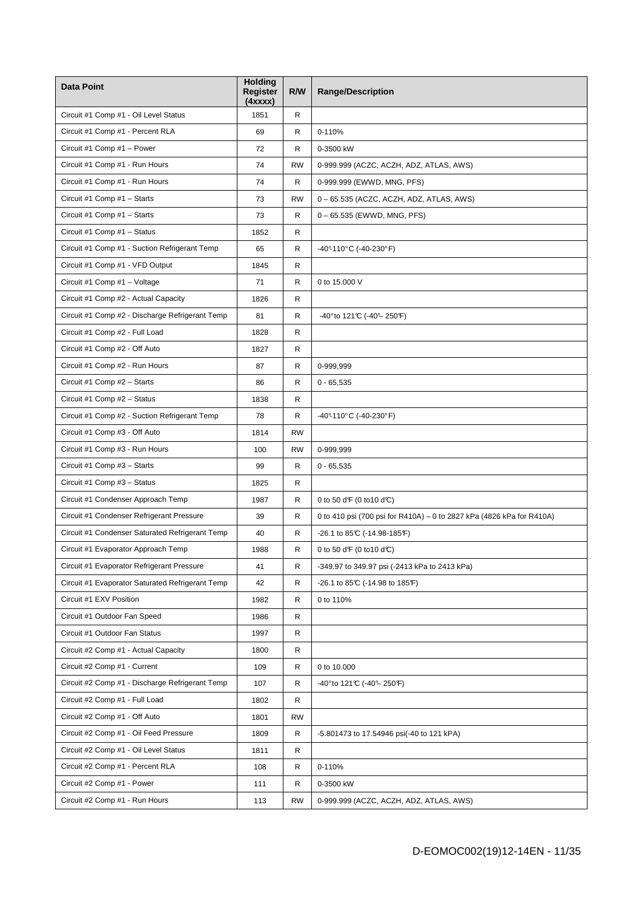| Data Point | Holding Register (4xxxx) | R/W | Range/Description |
|---|---|---|---|
| Circuit #1 Comp #1 - Oil Level Status | 1851 | R | |
| Circuit #1 Comp #1 - Percent RLA | 69 | R | 0-110% |
| Circuit #1 Comp #1 – Power | 72 | R | 0-3500 kW |
| Circuit #1 Comp #1 - Run Hours | 74 | RW | 0-999.999 (ACZC, ACZH, ADZ, ATLAS, AWS) |
| Circuit #1 Comp #1 - Run Hours | 74 | R | 0-999.999 (EWWD, MNG, PFS) |
| Circuit #1 Comp #1 – Starts | 73 | RW | 0 – 65.535 (ACZC, ACZH, ADZ, ATLAS, AWS) |
| Circuit #1 Comp #1 – Starts | 73 | R | 0 – 65.535 (EWWD, MNG, PFS) |
| Circuit #1 Comp #1 – Status | 1852 | R | |
| Circuit #1 Comp #1 - Suction Refrigerant Temp | 65 | R | -40°-110°C (-40-230°F) |
| Circuit #1 Comp #1 - VFD Output | 1845 | R | |
| Circuit #1 Comp #1 – Voltage | 71 | R | 0 to 15.000 V |
| Circuit #1 Comp #2 - Actual Capacity | 1826 | R | |
| Circuit #1 Comp #2 - Discharge Refrigerant Temp | 81 | R | -40°to 121°C (-40°– 250°F) |
| Circuit #1 Comp #2 - Full Load | 1828 | R | |
| Circuit #1 Comp #2 - Off Auto | 1827 | R | |
| Circuit #1 Comp #2 - Run Hours | 87 | R | 0-999,999 |
| Circuit #1 Comp #2 – Starts | 86 | R | 0 - 65,535 |
| Circuit #1 Comp #2 – Status | 1838 | R | |
| Circuit #1 Comp #2 - Suction Refrigerant Temp | 78 | R | -40°-110°C (-40-230°F) |
| Circuit #1 Comp #3 - Off Auto | 1814 | RW | |
| Circuit #1 Comp #3 - Run Hours | 100 | RW | 0-999,999 |
| Circuit #1 Comp #3 – Starts | 99 | R | 0 - 65,535 |
| Circuit #1 Comp #3 – Status | 1825 | R | |
| Circuit #1 Condenser Approach Temp | 1987 | R | 0 to 50 d°F (0 to10 d°C) |
| Circuit #1 Condenser Refrigerant Pressure | 39 | R | 0 to 410 psi (700 psi for R410A) – 0 to 2827 kPa (4826 kPa for R410A) |
| Circuit #1 Condenser Saturated Refrigerant Temp | 40 | R | -26.1 to 85°C (-14.98-185°F) |
| Circuit #1 Evaporator Approach Temp | 1988 | R | 0 to 50 d°F (0 to10 d°C) |
| Circuit #1 Evaporator Refrigerant Pressure | 41 | R | -349.97 to 349.97 psi (-2413 kPa to 2413 kPa) |
| Circuit #1 Evaporator Saturated Refrigerant Temp | 42 | R | -26.1 to 85°C (-14.98 to 185°F) |
| Circuit #1 EXV Position | 1982 | R | 0 to 110% |
| Circuit #1 Outdoor Fan Speed | 1986 | R | |
| Circuit #1 Outdoor Fan Status | 1997 | R | |
| Circuit #2 Comp #1 - Actual Capacity | 1800 | R | |
| Circuit #2 Comp #1 - Current | 109 | R | 0 to 10.000 |
| Circuit #2 Comp #1 - Discharge Refrigerant Temp | 107 | R | -40°to 121°C (-40°– 250°F) |
| Circuit #2 Comp #1 - Full Load | 1802 | R | |
| Circuit #2 Comp #1 - Off Auto | 1801 | RW | |
| Circuit #2 Comp #1 - Oil Feed Pressure | 1809 | R | -5.801473 to 17.54946 psi(-40 to 121 kPA) |
| Circuit #2 Comp #1 - Oil Level Status | 1811 | R | |
| Circuit #2 Comp #1 - Percent RLA | 108 | R | 0-110% |
| Circuit #2 Comp #1 - Power | 111 | R | 0-3500 kW |
| Circuit #2 Comp #1 - Run Hours | 113 | RW | 0-999.999 (ACZC, ACZH, ADZ, ATLAS, AWS) |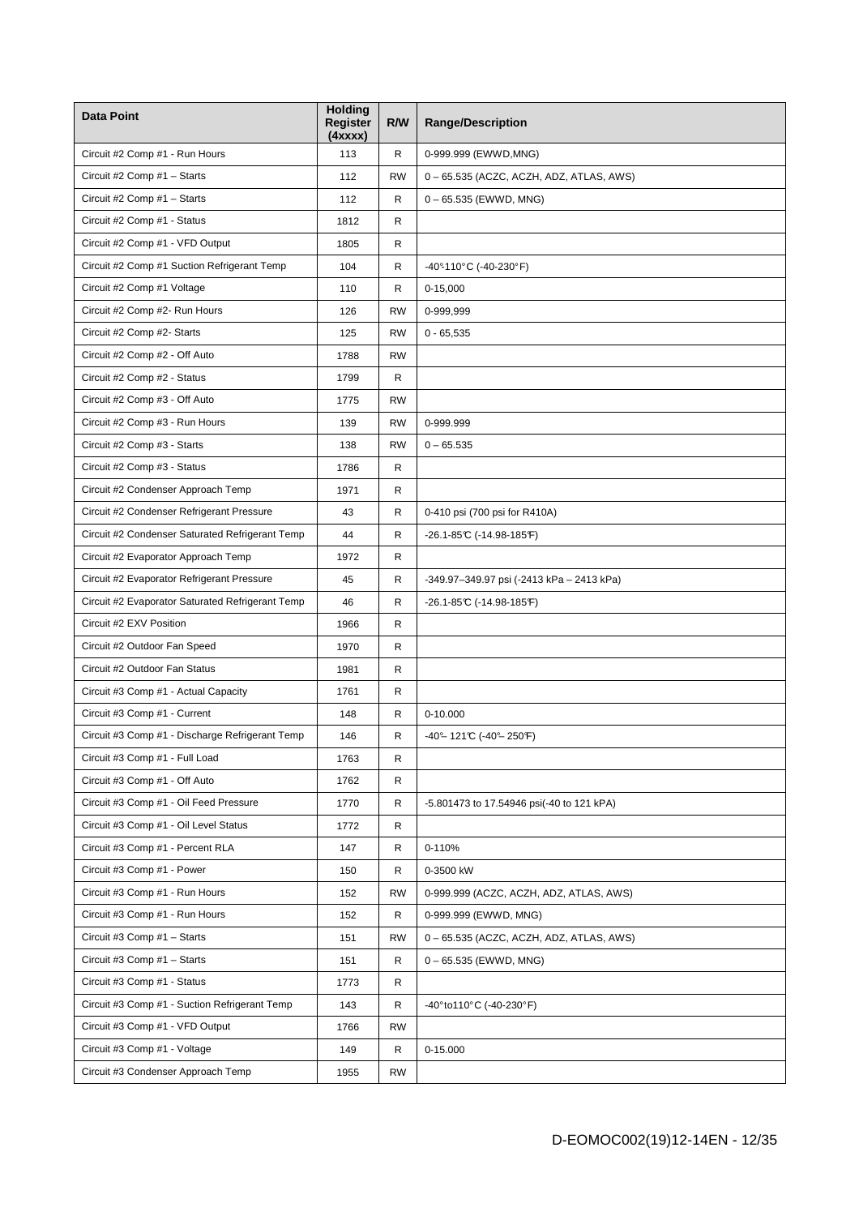| Data Point | Holding Register (4xxxx) | R/W | Range/Description |
|---|---|---|---|
| Circuit #2 Comp #1 - Run Hours | 113 | R | 0-999.999 (EWWD,MNG) |
| Circuit #2 Comp #1 – Starts | 112 | RW | 0 – 65.535 (ACZC, ACZH, ADZ, ATLAS, AWS) |
| Circuit #2 Comp #1 – Starts | 112 | R | 0 – 65.535 (EWWD, MNG) |
| Circuit #2 Comp #1 - Status | 1812 | R | |
| Circuit #2 Comp #1 - VFD Output | 1805 | R | |
| Circuit #2 Comp #1 Suction Refrigerant Temp | 104 | R | -40°-110°C (-40-230°F) |
| Circuit #2 Comp #1 Voltage | 110 | R | 0-15,000 |
| Circuit #2 Comp #2- Run Hours | 126 | RW | 0-999,999 |
| Circuit #2 Comp #2- Starts | 125 | RW | 0 - 65,535 |
| Circuit #2 Comp #2 - Off Auto | 1788 | RW | |
| Circuit #2 Comp #2 - Status | 1799 | R | |
| Circuit #2 Comp #3 - Off Auto | 1775 | RW | |
| Circuit #2 Comp #3 - Run Hours | 139 | RW | 0-999.999 |
| Circuit #2 Comp #3 - Starts | 138 | RW | 0 – 65.535 |
| Circuit #2 Comp #3 - Status | 1786 | R | |
| Circuit #2 Condenser Approach Temp | 1971 | R | |
| Circuit #2 Condenser Refrigerant Pressure | 43 | R | 0-410 psi (700 psi for R410A) |
| Circuit #2 Condenser Saturated Refrigerant Temp | 44 | R | -26.1-85°C (-14.98-185°F) |
| Circuit #2 Evaporator Approach Temp | 1972 | R | |
| Circuit #2 Evaporator Refrigerant Pressure | 45 | R | -349.97–349.97 psi (-2413 kPa – 2413 kPa) |
| Circuit #2 Evaporator Saturated Refrigerant Temp | 46 | R | -26.1-85°C (-14.98-185°F) |
| Circuit #2 EXV Position | 1966 | R | |
| Circuit #2 Outdoor Fan Speed | 1970 | R | |
| Circuit #2 Outdoor Fan Status | 1981 | R | |
| Circuit #3 Comp #1 - Actual Capacity | 1761 | R | |
| Circuit #3 Comp #1 - Current | 148 | R | 0-10.000 |
| Circuit #3 Comp #1 - Discharge Refrigerant Temp | 146 | R | -40°– 121°C (-40°– 250°F) |
| Circuit #3 Comp #1 - Full Load | 1763 | R | |
| Circuit #3 Comp #1 - Off Auto | 1762 | R | |
| Circuit #3 Comp #1 - Oil Feed Pressure | 1770 | R | -5.801473 to 17.54946 psi(-40 to 121 kPA) |
| Circuit #3 Comp #1 - Oil Level Status | 1772 | R | |
| Circuit #3 Comp #1 - Percent RLA | 147 | R | 0-110% |
| Circuit #3 Comp #1 - Power | 150 | R | 0-3500 kW |
| Circuit #3 Comp #1 - Run Hours | 152 | RW | 0-999.999 (ACZC, ACZH, ADZ, ATLAS, AWS) |
| Circuit #3 Comp #1 - Run Hours | 152 | R | 0-999.999 (EWWD, MNG) |
| Circuit #3 Comp #1 – Starts | 151 | RW | 0 – 65.535 (ACZC, ACZH, ADZ, ATLAS, AWS) |
| Circuit #3 Comp #1 – Starts | 151 | R | 0 – 65.535 (EWWD, MNG) |
| Circuit #3 Comp #1 - Status | 1773 | R | |
| Circuit #3 Comp #1 - Suction Refrigerant Temp | 143 | R | -40°to110°C (-40-230°F) |
| Circuit #3 Comp #1 - VFD Output | 1766 | RW | |
| Circuit #3 Comp #1 - Voltage | 149 | R | 0-15.000 |
| Circuit #3 Condenser Approach Temp | 1955 | RW | |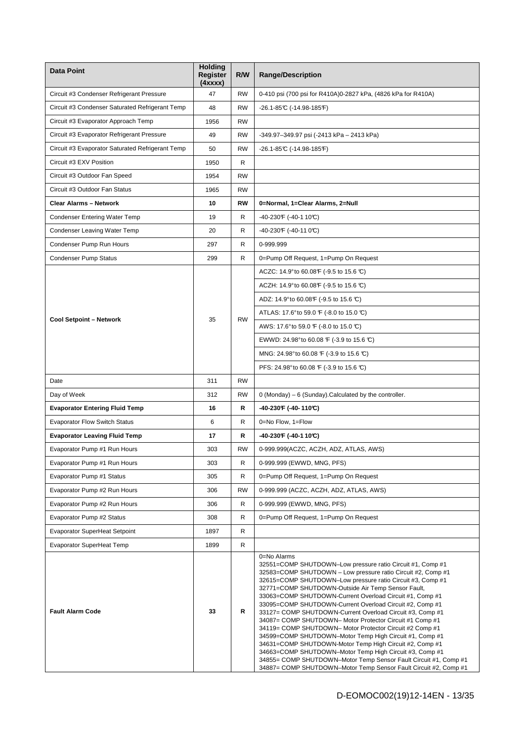| Data Point | Holding Register (4xxxx) | R/W | Range/Description |
|---|---|---|---|
| Circuit #3 Condenser Refrigerant Pressure | 47 | RW | 0-410 psi (700 psi for R410A)0-2827 kPa, (4826 kPa for R410A) |
| Circuit #3 Condenser Saturated Refrigerant Temp | 48 | RW | -26.1-85℃ (-14.98-185℉) |
| Circuit #3 Evaporator Approach Temp | 1956 | RW | |
| Circuit #3 Evaporator Refrigerant Pressure | 49 | RW | -349.97–349.97 psi (-2413 kPa – 2413 kPa) |
| Circuit #3 Evaporator Saturated Refrigerant Temp | 50 | RW | -26.1-85℃ (-14.98-185℉) |
| Circuit #3 EXV Position | 1950 | R | |
| Circuit #3 Outdoor Fan Speed | 1954 | RW | |
| Circuit #3 Outdoor Fan Status | 1965 | RW | |
| **Clear Alarms – Network** | **10** | **RW** | **0=Normal, 1=Clear Alarms, 2=Null** |
| Condenser Entering Water Temp | 19 | R | -40-230℉ (-40-1 10℃) |
| Condenser Leaving Water Temp | 20 | R | -40-230℉ (-40-11 0℃) |
| Condenser Pump Run Hours | 297 | R | 0-999.999 |
| Condenser Pump Status | 299 | R | 0=Pump Off Request, 1=Pump On Request |
| **Cool Setpoint – Network** | 35 | RW | ACZC: 14.9°to 60.08℉ (-9.5 to 15.6 ℃) |
| | | | ACZH: 14.9°to 60.08℉ (-9.5 to 15.6 ℃) |
| | | | ADZ: 14.9°to 60.08℉ (-9.5 to 15.6 ℃) |
| | | | ATLAS: 17.6°to 59.0 ℉ (-8.0 to 15.0 ℃) |
| | | | AWS: 17.6°to 59.0 ℉ (-8.0 to 15.0 ℃) |
| | | | EWWD: 24.98°to 60.08 ℉ (-3.9 to 15.6 ℃) |
| | | | MNG: 24.98°to 60.08 ℉ (-3.9 to 15.6 ℃) |
| | | | PFS: 24.98°to 60.08 ℉ (-3.9 to 15.6 ℃) |
| Date | 311 | RW | |
| Day of Week | 312 | RW | 0 (Monday) – 6 (Sunday).Calculated by the controller. |
| **Evaporator Entering Fluid Temp** | **16** | **R** | **-40-230℉ (-40- 110℃)** |
| Evaporator Flow Switch Status | 6 | R | 0=No Flow, 1=Flow |
| **Evaporator Leaving Fluid Temp** | **17** | **R** | **-40-230℉ (-40-1 10℃)** |
| Evaporator Pump #1 Run Hours | 303 | RW | 0-999.999(ACZC, ACZH, ADZ, ATLAS, AWS) |
| Evaporator Pump #1 Run Hours | 303 | R | 0-999.999 (EWWD, MNG, PFS) |
| Evaporator Pump #1 Status | 305 | R | 0=Pump Off Request, 1=Pump On Request |
| Evaporator Pump #2 Run Hours | 306 | RW | 0-999.999 (ACZC, ACZH, ADZ, ATLAS, AWS) |
| Evaporator Pump #2 Run Hours | 306 | R | 0-999.999 (EWWD, MNG, PFS) |
| Evaporator Pump #2 Status | 308 | R | 0=Pump Off Request, 1=Pump On Request |
| Evaporator SuperHeat Setpoint | 1897 | R | |
| Evaporator SuperHeat Temp | 1899 | R | |
| **Fault Alarm Code** | **33** | **R** | 0=No Alarms<br>32551=COMP SHUTDOWN–Low pressure ratio Circuit #1, Comp #1<br>32583=COMP SHUTDOWN – Low pressure ratio Circuit #2, Comp #1<br>32615=COMP SHUTDOWN–Low pressure ratio Circuit #3, Comp #1<br>32771=COMP SHUTDOWN-Outside Air Temp Sensor Fault,<br>33063=COMP SHUTDOWN-Current Overload Circuit #1, Comp #1<br>33095=COMP SHUTDOWN-Current Overload Circuit #2, Comp #1<br>33127= COMP SHUTDOWN-Current Overload Circuit #3, Comp #1<br>34087= COMP SHUTDOWN– Motor Protector Circuit #1 Comp #1<br>34119= COMP SHUTDOWN– Motor Protector Circuit #2 Comp #1<br>34599=COMP SHUTDOWN–Motor Temp High Circuit #1, Comp #1<br>34631=COMP SHUTDOWN-Motor Temp High Circuit #2, Comp #1<br>34663=COMP SHUTDOWN–Motor Temp High Circuit #3, Comp #1<br>34855= COMP SHUTDOWN–Motor Temp Sensor Fault Circuit #1, Comp #1<br>34887= COMP SHUTDOWN–Motor Temp Sensor Fault Circuit #2, Comp #1 |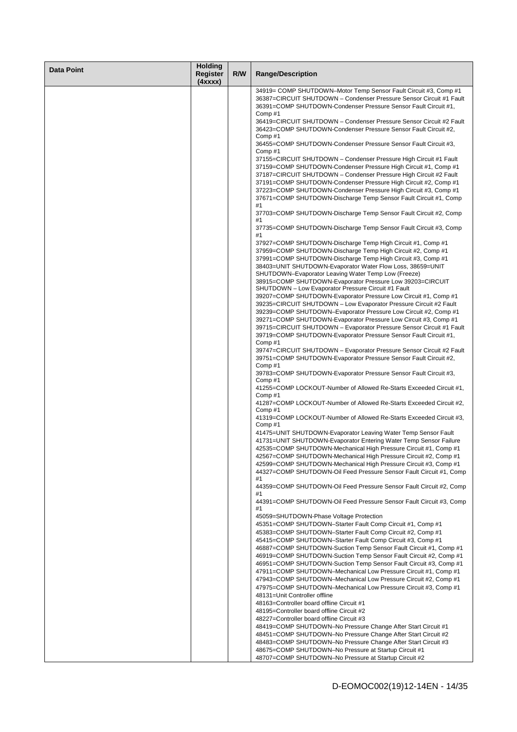| Data Point | Holding Register (4xxxx) | R/W | Range/Description |
|---|---|---|---|
| | | | 34919= COMP SHUTDOWN–Motor Temp Sensor Fault Circuit #3, Comp #1<br>36387=CIRCUIT SHUTDOWN – Condenser Pressure Sensor Circuit #1 Fault<br>36391=COMP SHUTDOWN-Condenser Pressure Sensor Fault Circuit #1, Comp #1<br>36419=CIRCUIT SHUTDOWN – Condenser Pressure Sensor Circuit #2 Fault<br>36423=COMP SHUTDOWN-Condenser Pressure Sensor Fault Circuit #2, Comp #1<br>36455=COMP SHUTDOWN-Condenser Pressure Sensor Fault Circuit #3, Comp #1<br>37155=CIRCUIT SHUTDOWN – Condenser Pressure High Circuit #1 Fault<br>37159=COMP SHUTDOWN-Condenser Pressure High Circuit #1, Comp #1<br>37187=CIRCUIT SHUTDOWN – Condenser Pressure High Circuit #2 Fault<br>37191=COMP SHUTDOWN-Condenser Pressure High Circuit #2, Comp #1<br>37223=COMP SHUTDOWN-Condenser Pressure High Circuit #3, Comp #1<br>37671=COMP SHUTDOWN-Discharge Temp Sensor Fault Circuit #1, Comp #1<br>37703=COMP SHUTDOWN-Discharge Temp Sensor Fault Circuit #2, Comp #1<br>37735=COMP SHUTDOWN-Discharge Temp Sensor Fault Circuit #3, Comp #1<br>37927=COMP SHUTDOWN-Discharge Temp High Circuit #1, Comp #1<br>37959=COMP SHUTDOWN-Discharge Temp High Circuit #2, Comp #1<br>37991=COMP SHUTDOWN-Discharge Temp High Circuit #3, Comp #1<br>38403=UNIT SHUTDOWN-Evaporator Water Flow Loss, 38659=UNIT SHUTDOWN–Evaporator Leaving Water Temp Low (Freeze)<br>38915=COMP SHUTDOWN-Evaporator Pressure Low 39203=CIRCUIT SHUTDOWN – Low Evaporator Pressure Circuit #1 Fault<br>39207=COMP SHUTDOWN-Evaporator Pressure Low Circuit #1, Comp #1<br>39235=CIRCUIT SHUTDOWN – Low Evaporator Pressure Circuit #2 Fault<br>39239=COMP SHUTDOWN–Evaporator Pressure Low Circuit #2, Comp #1<br>39271=COMP SHUTDOWN-Evaporator Pressure Low Circuit #3, Comp #1<br>39715=CIRCUIT SHUTDOWN – Evaporator Pressure Sensor Circuit #1 Fault<br>39719=COMP SHUTDOWN-Evaporator Pressure Sensor Fault Circuit #1, Comp #1<br>39747=CIRCUIT SHUTDOWN – Evaporator Pressure Sensor Circuit #2 Fault<br>39751=COMP SHUTDOWN-Evaporator Pressure Sensor Fault Circuit #2, Comp #1<br>39783=COMP SHUTDOWN-Evaporator Pressure Sensor Fault Circuit #3, Comp #1<br>41255=COMP LOCKOUT-Number of Allowed Re-Starts Exceeded Circuit #1, Comp #1<br>41287=COMP LOCKOUT-Number of Allowed Re-Starts Exceeded Circuit #2, Comp #1<br>41319=COMP LOCKOUT-Number of Allowed Re-Starts Exceeded Circuit #3, Comp #1<br>41475=UNIT SHUTDOWN-Evaporator Leaving Water Temp Sensor Fault<br>41731=UNIT SHUTDOWN-Evaporator Entering Water Temp Sensor Failure<br>42535=COMP SHUTDOWN-Mechanical High Pressure Circuit #1, Comp #1<br>42567=COMP SHUTDOWN-Mechanical High Pressure Circuit #2, Comp #1<br>42599=COMP SHUTDOWN-Mechanical High Pressure Circuit #3, Comp #1<br>44327=COMP SHUTDOWN-Oil Feed Pressure Sensor Fault Circuit #1, Comp #1<br>44359=COMP SHUTDOWN-Oil Feed Pressure Sensor Fault Circuit #2, Comp #1<br>44391=COMP SHUTDOWN-Oil Feed Pressure Sensor Fault Circuit #3, Comp #1<br>45059=SHUTDOWN-Phase Voltage Protection<br>45351=COMP SHUTDOWN–Starter Fault Comp Circuit #1, Comp #1<br>45383=COMP SHUTDOWN–Starter Fault Comp Circuit #2, Comp #1<br>45415=COMP SHUTDOWN–Starter Fault Comp Circuit #3, Comp #1<br>46887=COMP SHUTDOWN-Suction Temp Sensor Fault Circuit #1, Comp #1<br>46919=COMP SHUTDOWN-Suction Temp Sensor Fault Circuit #2, Comp #1<br>46951=COMP SHUTDOWN-Suction Temp Sensor Fault Circuit #3, Comp #1<br>47911=COMP SHUTDOWN–Mechanical Low Pressure Circuit #1, Comp #1<br>47943=COMP SHUTDOWN–Mechanical Low Pressure Circuit #2, Comp #1<br>47975=COMP SHUTDOWN–Mechanical Low Pressure Circuit #3, Comp #1<br>48131=Unit Controller offline<br>48163=Controller board offline Circuit #1<br>48195=Controller board offline Circuit #2<br>48227=Controller board offline Circuit #3<br>48419=COMP SHUTDOWN–No Pressure Change After Start Circuit #1<br>48451=COMP SHUTDOWN–No Pressure Change After Start Circuit #2<br>48483=COMP SHUTDOWN–No Pressure Change After Start Circuit #3<br>48675=COMP SHUTDOWN–No Pressure at Startup Circuit #1<br>48707=COMP SHUTDOWN–No Pressure at Startup Circuit #2 |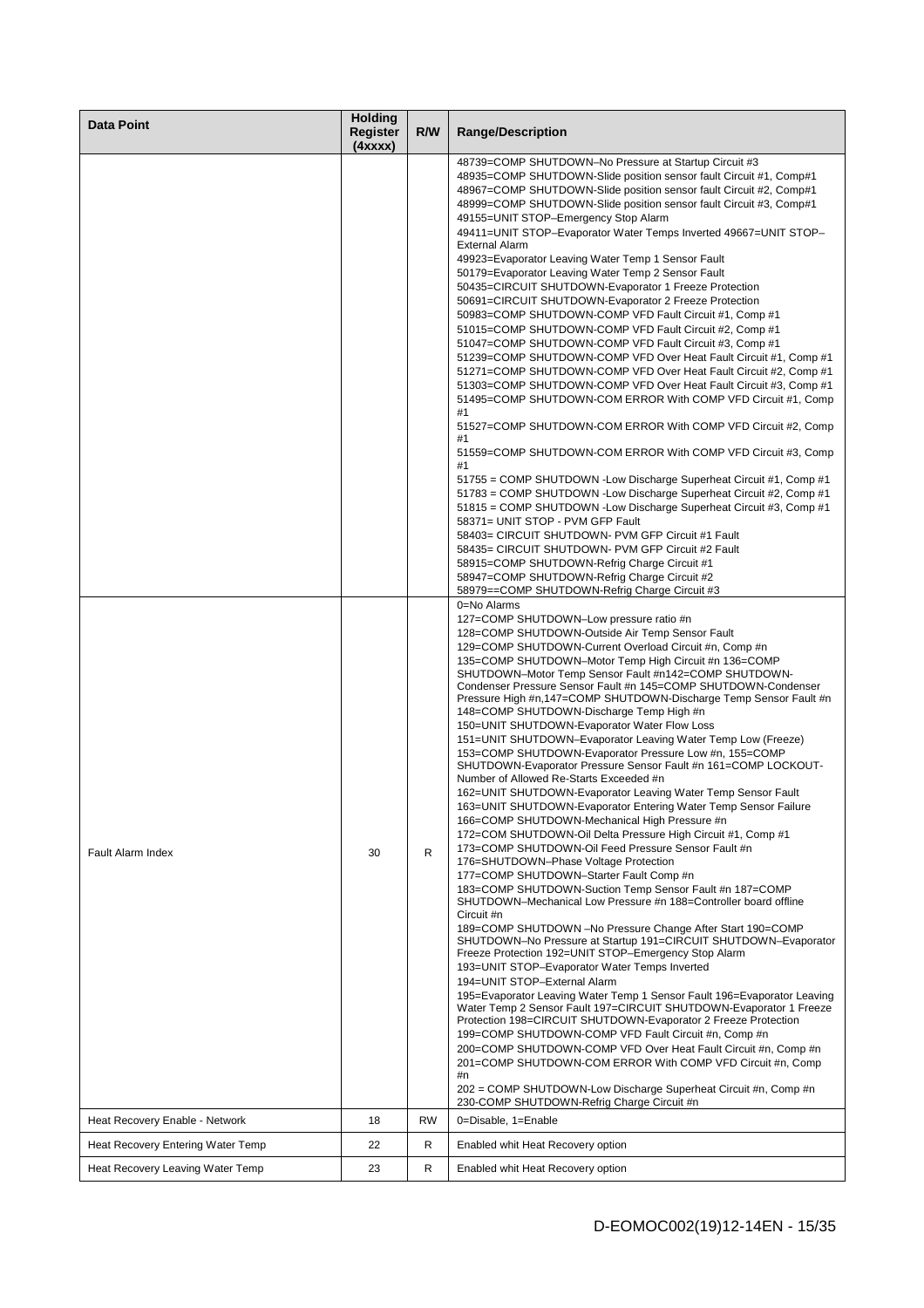| Data Point | Holding Register (4xxxx) | R/W | Range/Description |
|---|---|---|---|
| | | | 48739=COMP SHUTDOWN–No Pressure at Startup Circuit #3<br>48935=COMP SHUTDOWN-Slide position sensor fault Circuit #1, Comp#1<br>48967=COMP SHUTDOWN-Slide position sensor fault Circuit #2, Comp#1<br>48999=COMP SHUTDOWN-Slide position sensor fault Circuit #3, Comp#1<br>49155=UNIT STOP–Emergency Stop Alarm<br>49411=UNIT STOP–Evaporator Water Temps Inverted 49667=UNIT STOP–External Alarm<br>49923=Evaporator Leaving Water Temp 1 Sensor Fault<br>50179=Evaporator Leaving Water Temp 2 Sensor Fault<br>50435=CIRCUIT SHUTDOWN-Evaporator 1 Freeze Protection<br>50691=CIRCUIT SHUTDOWN-Evaporator 2 Freeze Protection<br>50983=COMP SHUTDOWN-COMP VFD Fault Circuit #1, Comp #1<br>51015=COMP SHUTDOWN-COMP VFD Fault Circuit #2, Comp #1<br>51047=COMP SHUTDOWN-COMP VFD Fault Circuit #3, Comp #1<br>51239=COMP SHUTDOWN-COMP VFD Over Heat Fault Circuit #1, Comp #1<br>51271=COMP SHUTDOWN-COMP VFD Over Heat Fault Circuit #2, Comp #1<br>51303=COMP SHUTDOWN-COMP VFD Over Heat Fault Circuit #3, Comp #1<br>51495=COMP SHUTDOWN-COM ERROR With COMP VFD Circuit #1, Comp #1<br>51527=COMP SHUTDOWN-COM ERROR With COMP VFD Circuit #2, Comp #1<br>51559=COMP SHUTDOWN-COM ERROR With COMP VFD Circuit #3, Comp #1<br>51755 = COMP SHUTDOWN -Low Discharge Superheat Circuit #1, Comp #1<br>51783 = COMP SHUTDOWN -Low Discharge Superheat Circuit #2, Comp #1<br>51815 = COMP SHUTDOWN -Low Discharge Superheat Circuit #3, Comp #1<br>58371= UNIT STOP - PVM GFP Fault<br>58403= CIRCUIT SHUTDOWN- PVM GFP Circuit #1 Fault<br>58435= CIRCUIT SHUTDOWN- PVM GFP Circuit #2 Fault<br>58915=COMP SHUTDOWN-Refrig Charge Circuit #1<br>58947=COMP SHUTDOWN-Refrig Charge Circuit #2<br>58979==COMP SHUTDOWN-Refrig Charge Circuit #3 |
| Fault Alarm Index | 30 | R | 0=No Alarms<br>127=COMP SHUTDOWN–Low pressure ratio #n<br>128=COMP SHUTDOWN-Outside Air Temp Sensor Fault<br>129=COMP SHUTDOWN-Current Overload Circuit #n, Comp #n<br>135=COMP SHUTDOWN–Motor Temp High Circuit #n 136=COMP SHUTDOWN–Motor Temp Sensor Fault #n142=COMP SHUTDOWN-Condenser Pressure Sensor Fault #n 145=COMP SHUTDOWN-Condenser Pressure High #n,147=COMP SHUTDOWN-Discharge Temp Sensor Fault #n<br>148=COMP SHUTDOWN-Discharge Temp High #n<br>150=UNIT SHUTDOWN-Evaporator Water Flow Loss<br>151=UNIT SHUTDOWN–Evaporator Leaving Water Temp Low (Freeze)<br>153=COMP SHUTDOWN-Evaporator Pressure Low #n, 155=COMP SHUTDOWN-Evaporator Pressure Sensor Fault #n 161=COMP LOCKOUT-Number of Allowed Re-Starts Exceeded #n<br>162=UNIT SHUTDOWN-Evaporator Leaving Water Temp Sensor Fault<br>163=UNIT SHUTDOWN-Evaporator Entering Water Temp Sensor Failure<br>166=COMP SHUTDOWN-Mechanical High Pressure #n<br>172=COM SHUTDOWN-Oil Delta Pressure High Circuit #1, Comp #1<br>173=COMP SHUTDOWN-Oil Feed Pressure Sensor Fault #n<br>176=SHUTDOWN–Phase Voltage Protection<br>177=COMP SHUTDOWN–Starter Fault Comp #n<br>183=COMP SHUTDOWN-Suction Temp Sensor Fault #n 187=COMP SHUTDOWN–Mechanical Low Pressure #n 188=Controller board offline Circuit #n<br>189=COMP SHUTDOWN –No Pressure Change After Start 190=COMP SHUTDOWN–No Pressure at Startup 191=CIRCUIT SHUTDOWN–Evaporator Freeze Protection 192=UNIT STOP–Emergency Stop Alarm<br>193=UNIT STOP–Evaporator Water Temps Inverted<br>194=UNIT STOP–External Alarm<br>195=Evaporator Leaving Water Temp 1 Sensor Fault 196=Evaporator Leaving Water Temp 2 Sensor Fault 197=CIRCUIT SHUTDOWN-Evaporator 1 Freeze Protection 198=CIRCUIT SHUTDOWN-Evaporator 2 Freeze Protection<br>199=COMP SHUTDOWN-COMP VFD Fault Circuit #n, Comp #n<br>200=COMP SHUTDOWN-COMP VFD Over Heat Fault Circuit #n, Comp #n<br>201=COMP SHUTDOWN-COM ERROR With COMP VFD Circuit #n, Comp #n<br>202 = COMP SHUTDOWN-Low Discharge Superheat Circuit #n, Comp #n<br>230-COMP SHUTDOWN-Refrig Charge Circuit #n |
| Heat Recovery Enable - Network | 18 | RW | 0=Disable, 1=Enable |
| Heat Recovery Entering Water Temp | 22 | R | Enabled whit Heat Recovery option |
| Heat Recovery Leaving Water Temp | 23 | R | Enabled whit Heat Recovery option |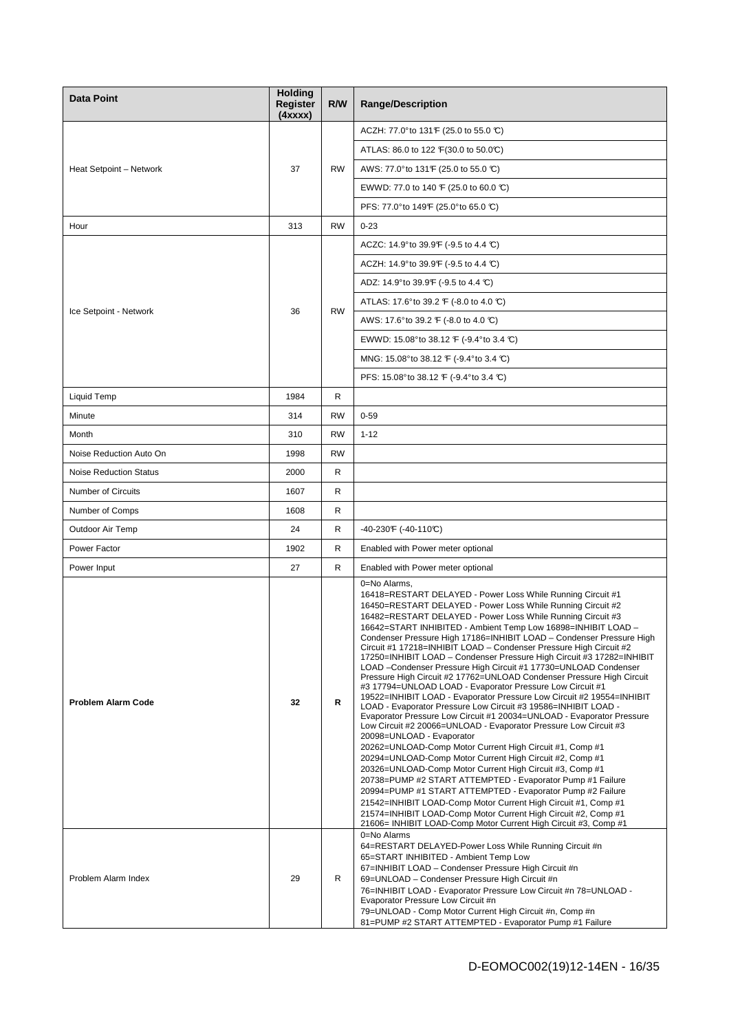| Data Point | Holding Register (4xxxx) | R/W | Range/Description |
|---|---|---|---|
| Heat Setpoint – Network | 37 | RW | ACZH: 77.0°to 131℉ (25.0 to 55.0 ℃) |
| | | | ATLAS: 86.0 to 122 ℉(30.0 to 50.0℃) |
| | | | AWS: 77.0°to 131℉ (25.0 to 55.0 ℃) |
| | | | EWWD: 77.0 to 140 ℉ (25.0 to 60.0 ℃) |
| | | | PFS: 77.0°to 149℉ (25.0°to 65.0 ℃) |
| Hour | 313 | RW | 0-23 |
| Ice Setpoint - Network | 36 | RW | ACZC: 14.9°to 39.9℉ (-9.5 to 4.4 ℃) |
| | | | ACZH: 14.9°to 39.9℉ (-9.5 to 4.4 ℃) |
| | | | ADZ: 14.9°to 39.9℉ (-9.5 to 4.4 ℃) |
| | | | ATLAS: 17.6°to 39.2 ℉ (-8.0 to 4.0 ℃) |
| | | | AWS: 17.6°to 39.2 ℉ (-8.0 to 4.0 ℃) |
| | | | EWWD: 15.08°to 38.12 ℉ (-9.4°to 3.4 ℃) |
| | | | MNG: 15.08°to 38.12 ℉ (-9.4°to 3.4 ℃) |
| | | | PFS: 15.08°to 38.12 ℉ (-9.4°to 3.4 ℃) |
| Liquid Temp | 1984 | R | |
| Minute | 314 | RW | 0-59 |
| Month | 310 | RW | 1-12 |
| Noise Reduction Auto On | 1998 | RW | |
| Noise Reduction Status | 2000 | R | |
| Number of Circuits | 1607 | R | |
| Number of Comps | 1608 | R | |
| Outdoor Air Temp | 24 | R | -40-230℉ (-40-110℃) |
| Power Factor | 1902 | R | Enabled with Power meter optional |
| Power Input | 27 | R | Enabled with Power meter optional |
| **Problem Alarm Code** | **32** | **R** | 0=No Alarms, 16418=RESTART DELAYED - Power Loss While Running Circuit #1 16450=RESTART DELAYED - Power Loss While Running Circuit #2 16482=RESTART DELAYED - Power Loss While Running Circuit #3 16642=START INHIBITED - Ambient Temp Low 16898=INHIBIT LOAD – Condenser Pressure High 17186=INHIBIT LOAD – Condenser Pressure High Circuit #1 17218=INHIBIT LOAD – Condenser Pressure High Circuit #2 17250=INHIBIT LOAD – Condenser Pressure High Circuit #3 17282=INHIBIT LOAD –Condenser Pressure High Circuit #1 17730=UNLOAD Condenser Pressure High Circuit #2 17762=UNLOAD Condenser Pressure High Circuit #3 17794=UNLOAD LOAD - Evaporator Pressure Low Circuit #1 19522=INHIBIT LOAD - Evaporator Pressure Low Circuit #2 19554=INHIBIT LOAD - Evaporator Pressure Low Circuit #3 19586=INHIBIT LOAD - Evaporator Pressure Low Circuit #1 20034=UNLOAD - Evaporator Pressure Low Circuit #2 20066=UNLOAD - Evaporator Pressure Low Circuit #3 20098=UNLOAD - Evaporator 20262=UNLOAD-Comp Motor Current High Circuit #1, Comp #1 20294=UNLOAD-Comp Motor Current High Circuit #2, Comp #1 20326=UNLOAD-Comp Motor Current High Circuit #3, Comp #1 20738=PUMP #2 START ATTEMPTED - Evaporator Pump #1 Failure 20994=PUMP #1 START ATTEMPTED - Evaporator Pump #1 Failure 21542=INHIBIT LOAD-Comp Motor Current High Circuit #1, Comp #1 21574=INHIBIT LOAD-Comp Motor Current High Circuit #2, Comp #1 21606= INHIBIT LOAD-Comp Motor Current High Circuit #3, Comp #1 |
| Problem Alarm Index | 29 | R | 0=No Alarms 64=RESTART DELAYED-Power Loss While Running Circuit #n 65=START INHIBITED - Ambient Temp Low 67=INHIBIT LOAD – Condenser Pressure High Circuit #n 69=UNLOAD – Condenser Pressure High Circuit #n 76=INHIBIT LOAD - Evaporator Pressure Low Circuit #n 78=UNLOAD - Evaporator Pressure Low Circuit #n 79=UNLOAD - Comp Motor Current High Circuit #n, Comp #n 81=PUMP #2 START ATTEMPTED - Evaporator Pump #1 Failure |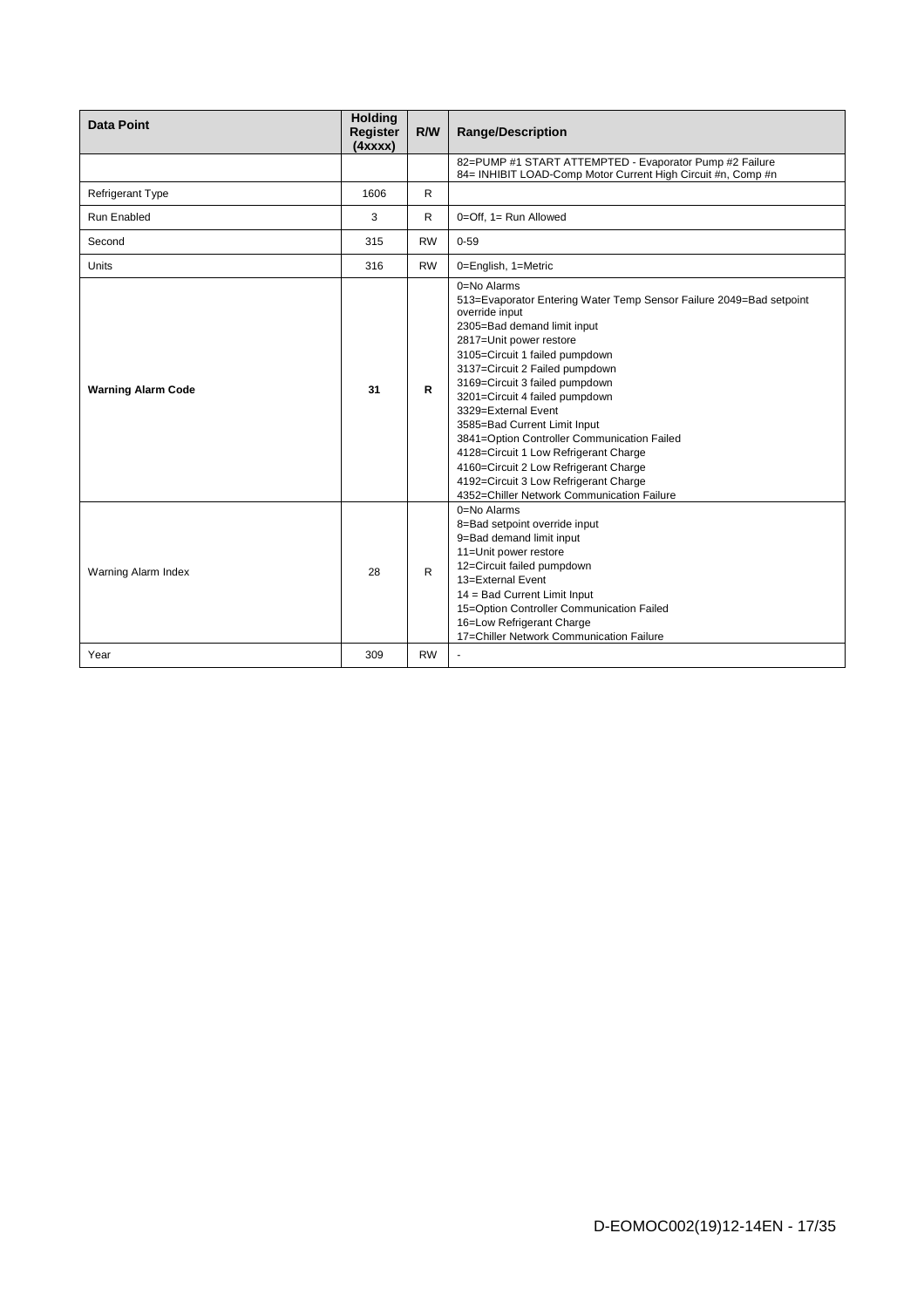| Data Point | Holding Register (4xxxx) | R/W | Range/Description |
|---|---|---|---|
| | | | 82=PUMP #1 START ATTEMPTED - Evaporator Pump #2 Failure<br>84= INHIBIT LOAD-Comp Motor Current High Circuit #n, Comp #n |
| Refrigerant Type | 1606 | R | |
| Run Enabled | 3 | R | 0=Off, 1= Run Allowed |
| Second | 315 | RW | 0-59 |
| Units | 316 | RW | 0=English, 1=Metric |
| **Warning Alarm Code** | **31** | **R** | 0=No Alarms<br>513=Evaporator Entering Water Temp Sensor Failure 2049=Bad setpoint override input<br>2305=Bad demand limit input<br>2817=Unit power restore<br>3105=Circuit 1 failed pumpdown<br>3137=Circuit 2 Failed pumpdown<br>3169=Circuit 3 failed pumpdown<br>3201=Circuit 4 failed pumpdown<br>3329=External Event<br>3585=Bad Current Limit Input<br>3841=Option Controller Communication Failed<br>4128=Circuit 1 Low Refrigerant Charge<br>4160=Circuit 2 Low Refrigerant Charge<br>4192=Circuit 3 Low Refrigerant Charge<br>4352=Chiller Network Communication Failure |
| Warning Alarm Index | 28 | R | 0=No Alarms<br>8=Bad setpoint override input<br>9=Bad demand limit input<br>11=Unit power restore<br>12=Circuit failed pumpdown<br>13=External Event<br>14 = Bad Current Limit Input<br>15=Option Controller Communication Failed<br>16=Low Refrigerant Charge<br>17=Chiller Network Communication Failure |
| Year | 309 | RW | - |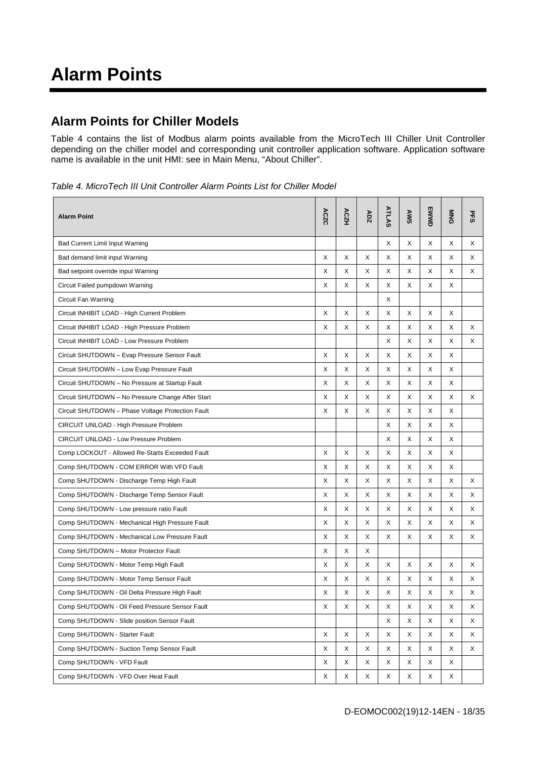# Alarm Points

## Alarm Points for Chiller Models

Table 4 contains the list of Modbus alarm points available from the MicroTech III Chiller Unit Controller depending on the chiller model and corresponding unit controller application software. Application software name is available in the unit HMI: see in Main Menu, "About Chiller".

*Table 4. MicroTech III Unit Controller Alarm Points List for Chiller Model*

| Alarm Point | ACZC | ACZH | ADZ | ATLAS | AWS | EWWD | MNG | PFS |
|---|---|---|---|---|---|---|---|---|
| Bad Current Limit Input Warning | | | | X | X | X | X | X |
| Bad demand limit input Warning | X | X | X | X | X | X | X | X |
| Bad setpoint override input Warning | X | X | X | X | X | X | X | X |
| Circuit Failed pumpdown Warning | X | X | X | X | X | X | X | |
| Circuit Fan Warning | | | | X | | | | |
| Circuit INHIBIT LOAD - High Current Problem | X | X | X | X | X | X | X | |
| Circuit INHIBIT LOAD - High Pressure Problem | X | X | X | X | X | X | X | X |
| Circuit INHIBIT LOAD - Low Pressure Problem | | | | X | X | X | X | X |
| Circuit SHUTDOWN – Evap Pressure Sensor Fault | X | X | X | X | X | X | X | |
| Circuit SHUTDOWN – Low Evap Pressure Fault | X | X | X | X | X | X | X | |
| Circuit SHUTDOWN – No Pressure at Startup Fault | X | X | X | X | X | X | X | |
| Circuit SHUTDOWN – No Pressure Change After Start | X | X | X | X | X | X | X | X |
| Circuit SHUTDOWN – Phase Voltage Protection Fault | X | X | X | X | X | X | X | |
| CIRCUIT UNLOAD - High Pressure Problem | | | | X | X | X | X | |
| CIRCUIT UNLOAD - Low Pressure Problem | | | | X | X | X | X | |
| Comp LOCKOUT - Allowed Re-Starts Exceeded Fault | X | X | X | X | X | X | X | |
| Comp SHUTDOWN - COM ERROR With VFD Fault | X | X | X | X | X | X | X | |
| Comp SHUTDOWN - Discharge Temp High Fault | X | X | X | X | X | X | X | X |
| Comp SHUTDOWN - Discharge Temp Sensor Fault | X | X | X | X | X | X | X | X |
| Comp SHUTDOWN - Low pressure ratio Fault | X | X | X | X | X | X | X | X |
| Comp SHUTDOWN - Mechanical High Pressure Fault | X | X | X | X | X | X | X | X |
| Comp SHUTDOWN - Mechanical Low Pressure Fault | X | X | X | X | X | X | X | X |
| Comp SHUTDOWN – Motor Protector Fault | X | X | X | | | | | |
| Comp SHUTDOWN - Motor Temp High Fault | X | X | X | X | X | X | X | X |
| Comp SHUTDOWN - Motor Temp Sensor Fault | X | X | X | X | X | X | X | X |
| Comp SHUTDOWN - Oil Delta Pressure High Fault | X | X | X | X | X | X | X | X |
| Comp SHUTDOWN - Oil Feed Pressure Sensor Fault | X | X | X | X | X | X | X | X |
| Comp SHUTDOWN - Slide position Sensor Fault | | | | X | X | X | X | X |
| Comp SHUTDOWN - Starter Fault | X | X | X | X | X | X | X | X |
| Comp SHUTDOWN - Suction Temp Sensor Fault | X | X | X | X | X | X | X | X |
| Comp SHUTDOWN - VFD Fault | X | X | X | X | X | X | X | |
| Comp SHUTDOWN - VFD Over Heat Fault | X | X | X | X | X | X | X | |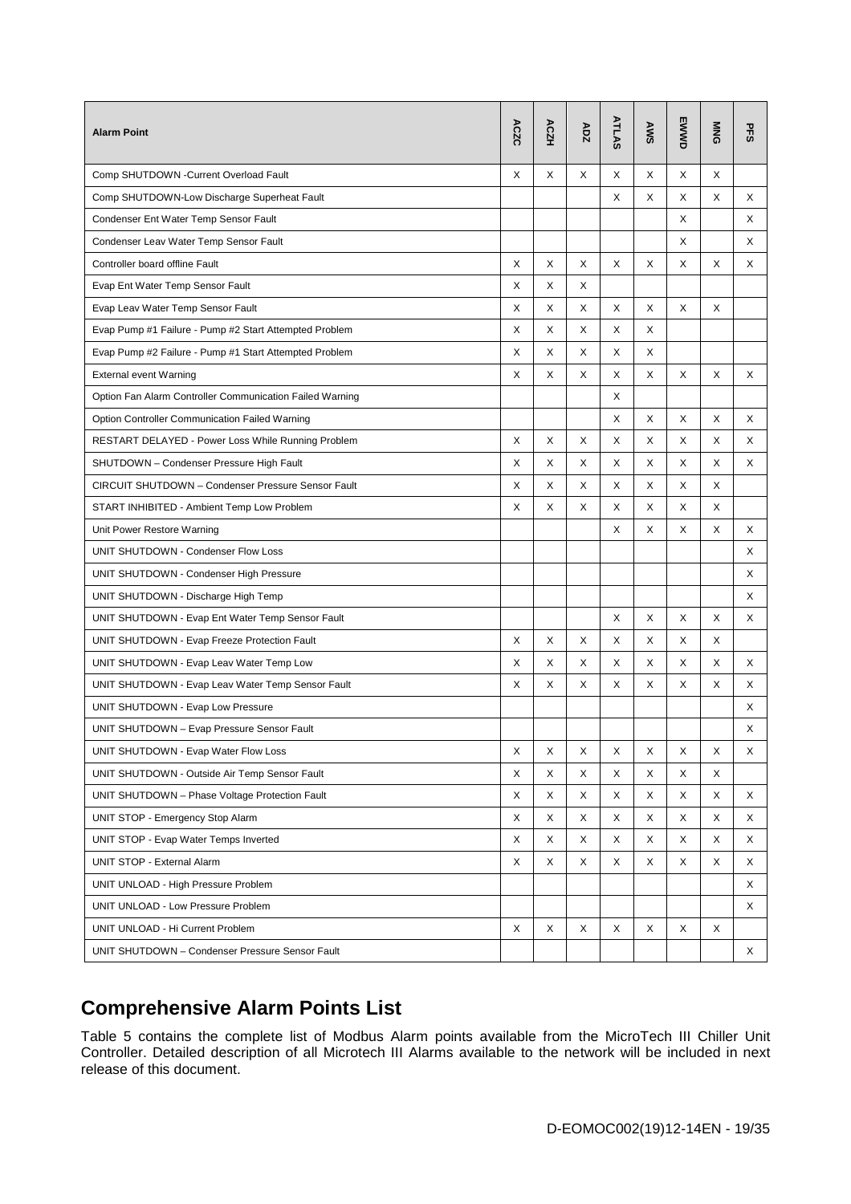| Alarm Point | ACZC | ACZH | ADZ | ATLAS | AWS | EWWD | MNG | PFS |
|---|---|---|---|---|---|---|---|---|
| Comp SHUTDOWN -Current Overload Fault | X | X | X | X | X | X | X | |
| Comp SHUTDOWN-Low Discharge Superheat Fault | | | | X | X | X | X | X |
| Condenser Ent Water Temp Sensor Fault | | | | | | X | | X |
| Condenser Leav Water Temp Sensor Fault | | | | | | X | | X |
| Controller board offline Fault | X | X | X | X | X | X | X | X |
| Evap Ent Water Temp Sensor Fault | X | X | X | | | | | |
| Evap Leav Water Temp Sensor Fault | X | X | X | X | X | X | X | |
| Evap Pump #1 Failure - Pump #2 Start Attempted Problem | X | X | X | X | X | | | |
| Evap Pump #2 Failure - Pump #1 Start Attempted Problem | X | X | X | X | X | | | |
| External event Warning | X | X | X | X | X | X | X | X |
| Option Fan Alarm Controller Communication Failed Warning | | | | X | | | | |
| Option Controller Communication Failed Warning | | | | X | X | X | X | X |
| RESTART DELAYED - Power Loss While Running Problem | X | X | X | X | X | X | X | X |
| SHUTDOWN – Condenser Pressure High Fault | X | X | X | X | X | X | X | X |
| CIRCUIT SHUTDOWN – Condenser Pressure Sensor Fault | X | X | X | X | X | X | X | |
| START INHIBITED - Ambient Temp Low Problem | X | X | X | X | X | X | X | |
| Unit Power Restore Warning | | | | X | X | X | X | X |
| UNIT SHUTDOWN - Condenser Flow Loss | | | | | | | | X |
| UNIT SHUTDOWN - Condenser High Pressure | | | | | | | | X |
| UNIT SHUTDOWN - Discharge High Temp | | | | | | | | X |
| UNIT SHUTDOWN - Evap Ent Water Temp Sensor Fault | | | | X | X | X | X | X |
| UNIT SHUTDOWN - Evap Freeze Protection Fault | X | X | X | X | X | X | X | |
| UNIT SHUTDOWN - Evap Leav Water Temp Low | X | X | X | X | X | X | X | X |
| UNIT SHUTDOWN - Evap Leav Water Temp Sensor Fault | X | X | X | X | X | X | X | X |
| UNIT SHUTDOWN - Evap Low Pressure | | | | | | | | X |
| UNIT SHUTDOWN – Evap Pressure Sensor Fault | | | | | | | | X |
| UNIT SHUTDOWN - Evap Water Flow Loss | X | X | X | X | X | X | X | X |
| UNIT SHUTDOWN - Outside Air Temp Sensor Fault | X | X | X | X | X | X | X | |
| UNIT SHUTDOWN – Phase Voltage Protection Fault | X | X | X | X | X | X | X | X |
| UNIT STOP - Emergency Stop Alarm | X | X | X | X | X | X | X | X |
| UNIT STOP - Evap Water Temps Inverted | X | X | X | X | X | X | X | X |
| UNIT STOP - External Alarm | X | X | X | X | X | X | X | X |
| UNIT UNLOAD - High Pressure Problem | | | | | | | | X |
| UNIT UNLOAD - Low Pressure Problem | | | | | | | | X |
| UNIT UNLOAD - Hi Current Problem | X | X | X | X | X | X | X | |
| UNIT SHUTDOWN – Condenser Pressure Sensor Fault | | | | | | | | X |

## Comprehensive Alarm Points List

Table 5 contains the complete list of Modbus Alarm points available from the MicroTech III Chiller Unit Controller. Detailed description of all Microtech III Alarms available to the network will be included in next release of this document.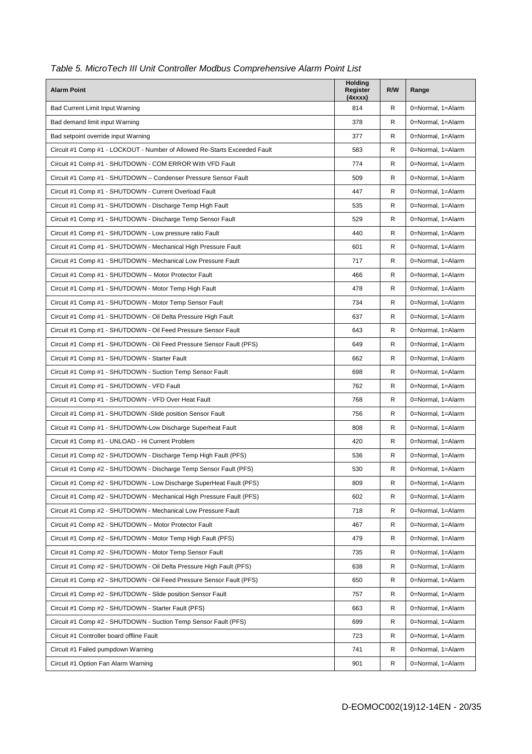*Table 5. MicroTech III Unit Controller Modbus Comprehensive Alarm Point List*

| Alarm Point | Holding Register (4xxxx) | R/W | Range |
|---|---|---|---|
| Bad Current Limit Input Warning | 814 | R | 0=Normal, 1=Alarm |
| Bad demand limit input Warning | 378 | R | 0=Normal, 1=Alarm |
| Bad setpoint override input Warning | 377 | R | 0=Normal, 1=Alarm |
| Circuit #1 Comp #1 - LOCKOUT - Number of Allowed Re-Starts Exceeded Fault | 583 | R | 0=Normal, 1=Alarm |
| Circuit #1 Comp #1 - SHUTDOWN - COM ERROR With VFD Fault | 774 | R | 0=Normal, 1=Alarm |
| Circuit #1 Comp #1 - SHUTDOWN – Condenser Pressure Sensor Fault | 509 | R | 0=Normal, 1=Alarm |
| Circuit #1 Comp #1 - SHUTDOWN - Current Overload Fault | 447 | R | 0=Normal, 1=Alarm |
| Circuit #1 Comp #1 - SHUTDOWN - Discharge Temp High Fault | 535 | R | 0=Normal, 1=Alarm |
| Circuit #1 Comp #1 - SHUTDOWN - Discharge Temp Sensor Fault | 529 | R | 0=Normal, 1=Alarm |
| Circuit #1 Comp #1 - SHUTDOWN - Low pressure ratio Fault | 440 | R | 0=Normal, 1=Alarm |
| Circuit #1 Comp #1 - SHUTDOWN - Mechanical High Pressure Fault | 601 | R | 0=Normal, 1=Alarm |
| Circuit #1 Comp #1 - SHUTDOWN - Mechanical Low Pressure Fault | 717 | R | 0=Normal, 1=Alarm |
| Circuit #1 Comp #1 - SHUTDOWN – Motor Protector Fault | 466 | R | 0=Normal, 1=Alarm |
| Circuit #1 Comp #1 - SHUTDOWN - Motor Temp High Fault | 478 | R | 0=Normal, 1=Alarm |
| Circuit #1 Comp #1 - SHUTDOWN - Motor Temp Sensor Fault | 734 | R | 0=Normal, 1=Alarm |
| Circuit #1 Comp #1 - SHUTDOWN - Oil Delta Pressure High Fault | 637 | R | 0=Normal, 1=Alarm |
| Circuit #1 Comp #1 - SHUTDOWN - Oil Feed Pressure Sensor Fault | 643 | R | 0=Normal, 1=Alarm |
| Circuit #1 Comp #1 - SHUTDOWN - Oil Feed Pressure Sensor Fault (PFS) | 649 | R | 0=Normal, 1=Alarm |
| Circuit #1 Comp #1 - SHUTDOWN - Starter Fault | 662 | R | 0=Normal, 1=Alarm |
| Circuit #1 Comp #1 - SHUTDOWN - Suction Temp Sensor Fault | 698 | R | 0=Normal, 1=Alarm |
| Circuit #1 Comp #1 - SHUTDOWN - VFD Fault | 762 | R | 0=Normal, 1=Alarm |
| Circuit #1 Comp #1 - SHUTDOWN - VFD Over Heat Fault | 768 | R | 0=Normal, 1=Alarm |
| Circuit #1 Comp #1 - SHUTDOWN -Slide position Sensor Fault | 756 | R | 0=Normal, 1=Alarm |
| Circuit #1 Comp #1 - SHUTDOWN-Low Discharge Superheat Fault | 808 | R | 0=Normal, 1=Alarm |
| Circuit #1 Comp #1 - UNLOAD - Hi Current Problem | 420 | R | 0=Normal, 1=Alarm |
| Circuit #1 Comp #2 - SHUTDOWN - Discharge Temp High Fault (PFS) | 536 | R | 0=Normal, 1=Alarm |
| Circuit #1 Comp #2 - SHUTDOWN - Discharge Temp Sensor Fault (PFS) | 530 | R | 0=Normal, 1=Alarm |
| Circuit #1 Comp #2 - SHUTDOWN - Low Discharge SuperHeat Fault (PFS) | 809 | R | 0=Normal, 1=Alarm |
| Circuit #1 Comp #2 - SHUTDOWN - Mechanical High Pressure Fault (PFS) | 602 | R | 0=Normal, 1=Alarm |
| Circuit #1 Comp #2 - SHUTDOWN - Mechanical Low Pressure Fault | 718 | R | 0=Normal, 1=Alarm |
| Circuit #1 Comp #2 - SHUTDOWN – Motor Protector Fault | 467 | R | 0=Normal, 1=Alarm |
| Circuit #1 Comp #2 - SHUTDOWN - Motor Temp High Fault (PFS) | 479 | R | 0=Normal, 1=Alarm |
| Circuit #1 Comp #2 - SHUTDOWN - Motor Temp Sensor Fault | 735 | R | 0=Normal, 1=Alarm |
| Circuit #1 Comp #2 - SHUTDOWN - Oil Delta Pressure High Fault (PFS) | 638 | R | 0=Normal, 1=Alarm |
| Circuit #1 Comp #2 - SHUTDOWN - Oil Feed Pressure Sensor Fault (PFS) | 650 | R | 0=Normal, 1=Alarm |
| Circuit #1 Comp #2 - SHUTDOWN - Slide position Sensor Fault | 757 | R | 0=Normal, 1=Alarm |
| Circuit #1 Comp #2 - SHUTDOWN - Starter Fault (PFS) | 663 | R | 0=Normal, 1=Alarm |
| Circuit #1 Comp #2 - SHUTDOWN - Suction Temp Sensor Fault (PFS) | 699 | R | 0=Normal, 1=Alarm |
| Circuit #1 Controller board offline Fault | 723 | R | 0=Normal, 1=Alarm |
| Circuit #1 Failed pumpdown Warning | 741 | R | 0=Normal, 1=Alarm |
| Circuit #1 Option Fan Alarm Warning | 901 | R | 0=Normal, 1=Alarm |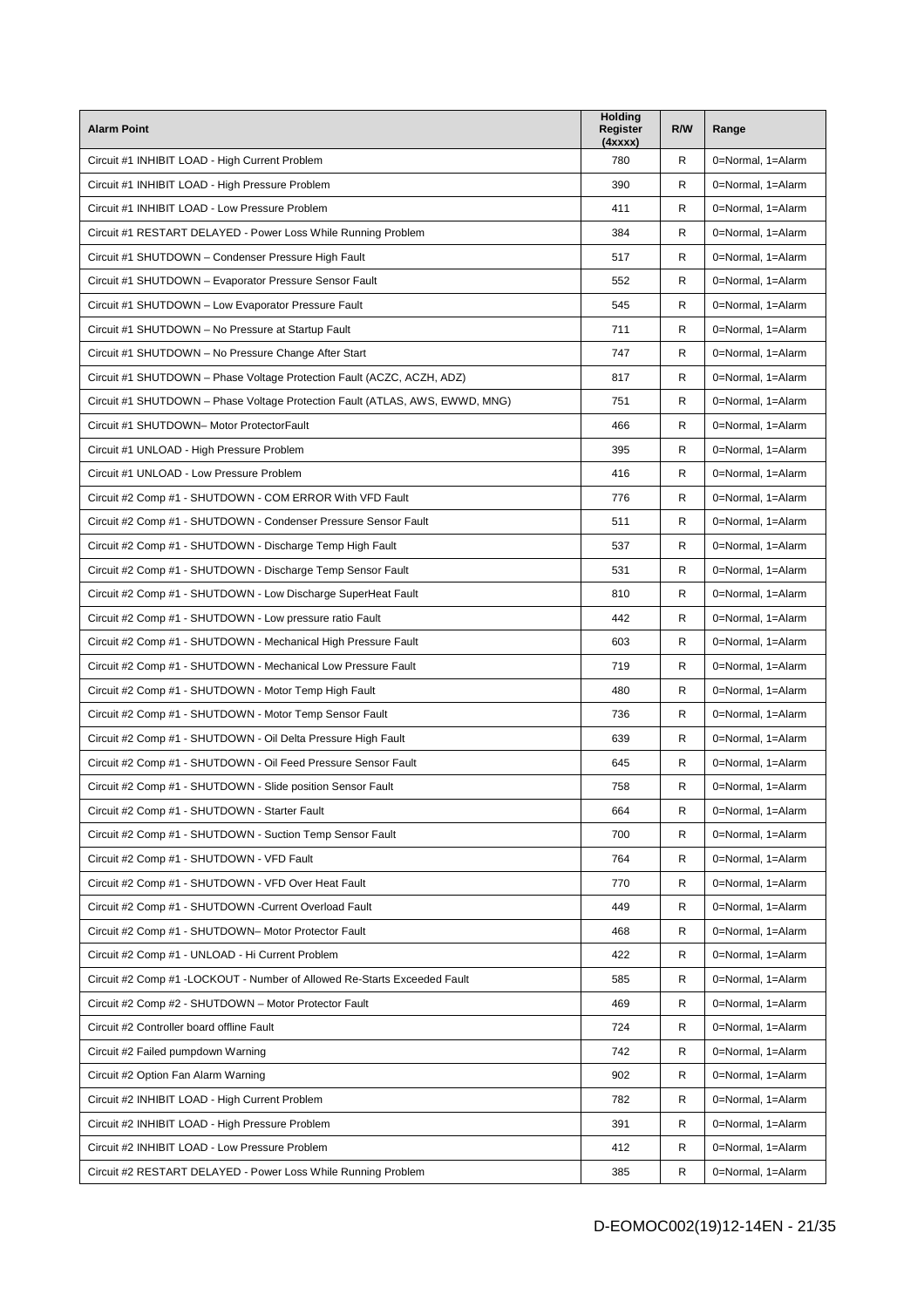| Alarm Point | Holding Register (4xxxx) | R/W | Range |
|---|---|---|---|
| Circuit #1 INHIBIT LOAD - High Current Problem | 780 | R | 0=Normal, 1=Alarm |
| Circuit #1 INHIBIT LOAD - High Pressure Problem | 390 | R | 0=Normal, 1=Alarm |
| Circuit #1 INHIBIT LOAD - Low Pressure Problem | 411 | R | 0=Normal, 1=Alarm |
| Circuit #1 RESTART DELAYED - Power Loss While Running Problem | 384 | R | 0=Normal, 1=Alarm |
| Circuit #1 SHUTDOWN – Condenser Pressure High Fault | 517 | R | 0=Normal, 1=Alarm |
| Circuit #1 SHUTDOWN – Evaporator Pressure Sensor Fault | 552 | R | 0=Normal, 1=Alarm |
| Circuit #1 SHUTDOWN – Low Evaporator Pressure Fault | 545 | R | 0=Normal, 1=Alarm |
| Circuit #1 SHUTDOWN – No Pressure at Startup Fault | 711 | R | 0=Normal, 1=Alarm |
| Circuit #1 SHUTDOWN – No Pressure Change After Start | 747 | R | 0=Normal, 1=Alarm |
| Circuit #1 SHUTDOWN – Phase Voltage Protection Fault (ACZC, ACZH, ADZ) | 817 | R | 0=Normal, 1=Alarm |
| Circuit #1 SHUTDOWN – Phase Voltage Protection Fault (ATLAS, AWS, EWWD, MNG) | 751 | R | 0=Normal, 1=Alarm |
| Circuit #1 SHUTDOWN– Motor ProtectorFault | 466 | R | 0=Normal, 1=Alarm |
| Circuit #1 UNLOAD - High Pressure Problem | 395 | R | 0=Normal, 1=Alarm |
| Circuit #1 UNLOAD - Low Pressure Problem | 416 | R | 0=Normal, 1=Alarm |
| Circuit #2 Comp #1 - SHUTDOWN - COM ERROR With VFD Fault | 776 | R | 0=Normal, 1=Alarm |
| Circuit #2 Comp #1 - SHUTDOWN - Condenser Pressure Sensor Fault | 511 | R | 0=Normal, 1=Alarm |
| Circuit #2 Comp #1 - SHUTDOWN - Discharge Temp High Fault | 537 | R | 0=Normal, 1=Alarm |
| Circuit #2 Comp #1 - SHUTDOWN - Discharge Temp Sensor Fault | 531 | R | 0=Normal, 1=Alarm |
| Circuit #2 Comp #1 - SHUTDOWN - Low Discharge SuperHeat Fault | 810 | R | 0=Normal, 1=Alarm |
| Circuit #2 Comp #1 - SHUTDOWN - Low pressure ratio Fault | 442 | R | 0=Normal, 1=Alarm |
| Circuit #2 Comp #1 - SHUTDOWN - Mechanical High Pressure Fault | 603 | R | 0=Normal, 1=Alarm |
| Circuit #2 Comp #1 - SHUTDOWN - Mechanical Low Pressure Fault | 719 | R | 0=Normal, 1=Alarm |
| Circuit #2 Comp #1 - SHUTDOWN - Motor Temp High Fault | 480 | R | 0=Normal, 1=Alarm |
| Circuit #2 Comp #1 - SHUTDOWN - Motor Temp Sensor Fault | 736 | R | 0=Normal, 1=Alarm |
| Circuit #2 Comp #1 - SHUTDOWN - Oil Delta Pressure High Fault | 639 | R | 0=Normal, 1=Alarm |
| Circuit #2 Comp #1 - SHUTDOWN - Oil Feed Pressure Sensor Fault | 645 | R | 0=Normal, 1=Alarm |
| Circuit #2 Comp #1 - SHUTDOWN - Slide position Sensor Fault | 758 | R | 0=Normal, 1=Alarm |
| Circuit #2 Comp #1 - SHUTDOWN - Starter Fault | 664 | R | 0=Normal, 1=Alarm |
| Circuit #2 Comp #1 - SHUTDOWN - Suction Temp Sensor Fault | 700 | R | 0=Normal, 1=Alarm |
| Circuit #2 Comp #1 - SHUTDOWN - VFD Fault | 764 | R | 0=Normal, 1=Alarm |
| Circuit #2 Comp #1 - SHUTDOWN - VFD Over Heat Fault | 770 | R | 0=Normal, 1=Alarm |
| Circuit #2 Comp #1 - SHUTDOWN -Current Overload Fault | 449 | R | 0=Normal, 1=Alarm |
| Circuit #2 Comp #1 - SHUTDOWN– Motor Protector Fault | 468 | R | 0=Normal, 1=Alarm |
| Circuit #2 Comp #1 - UNLOAD - Hi Current Problem | 422 | R | 0=Normal, 1=Alarm |
| Circuit #2 Comp #1 -LOCKOUT - Number of Allowed Re-Starts Exceeded Fault | 585 | R | 0=Normal, 1=Alarm |
| Circuit #2 Comp #2 - SHUTDOWN – Motor Protector Fault | 469 | R | 0=Normal, 1=Alarm |
| Circuit #2 Controller board offline Fault | 724 | R | 0=Normal, 1=Alarm |
| Circuit #2 Failed pumpdown Warning | 742 | R | 0=Normal, 1=Alarm |
| Circuit #2 Option Fan Alarm Warning | 902 | R | 0=Normal, 1=Alarm |
| Circuit #2 INHIBIT LOAD - High Current Problem | 782 | R | 0=Normal, 1=Alarm |
| Circuit #2 INHIBIT LOAD - High Pressure Problem | 391 | R | 0=Normal, 1=Alarm |
| Circuit #2 INHIBIT LOAD - Low Pressure Problem | 412 | R | 0=Normal, 1=Alarm |
| Circuit #2 RESTART DELAYED - Power Loss While Running Problem | 385 | R | 0=Normal, 1=Alarm |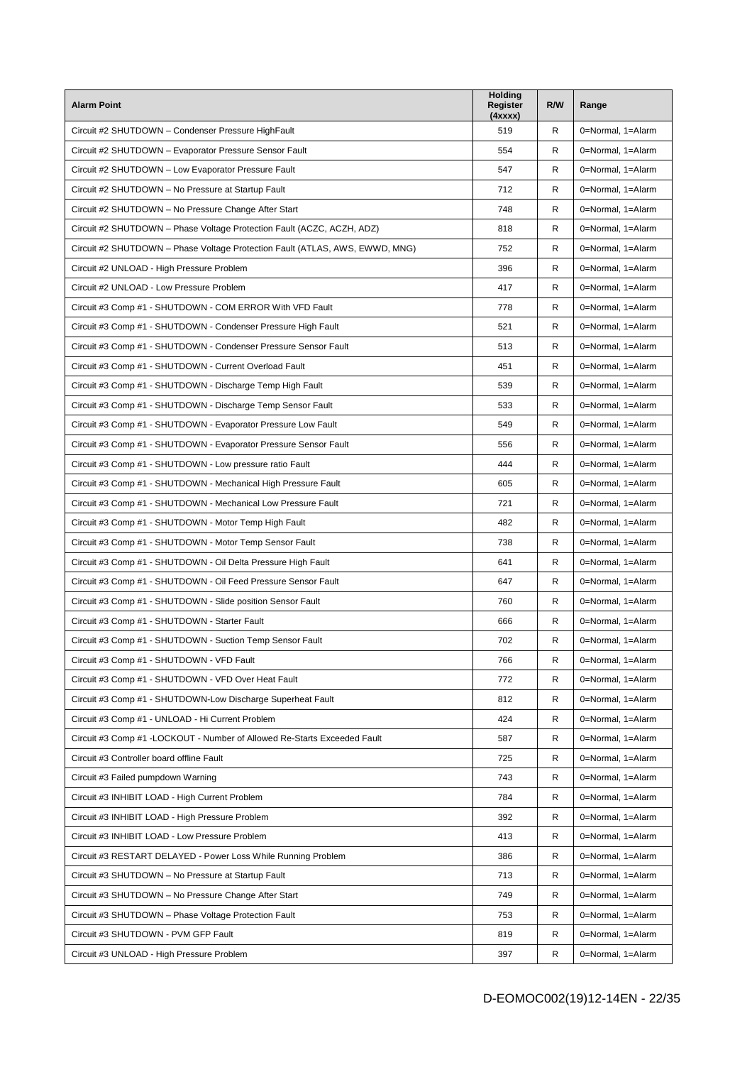| Alarm Point | Holding Register (4xxxx) | R/W | Range |
|---|---|---|---|
| Circuit #2 SHUTDOWN – Condenser Pressure HighFault | 519 | R | 0=Normal, 1=Alarm |
| Circuit #2 SHUTDOWN – Evaporator Pressure Sensor Fault | 554 | R | 0=Normal, 1=Alarm |
| Circuit #2 SHUTDOWN – Low Evaporator Pressure Fault | 547 | R | 0=Normal, 1=Alarm |
| Circuit #2 SHUTDOWN – No Pressure at Startup Fault | 712 | R | 0=Normal, 1=Alarm |
| Circuit #2 SHUTDOWN – No Pressure Change After Start | 748 | R | 0=Normal, 1=Alarm |
| Circuit #2 SHUTDOWN – Phase Voltage Protection Fault (ACZC, ACZH, ADZ) | 818 | R | 0=Normal, 1=Alarm |
| Circuit #2 SHUTDOWN – Phase Voltage Protection Fault (ATLAS, AWS, EWWD, MNG) | 752 | R | 0=Normal, 1=Alarm |
| Circuit #2 UNLOAD - High Pressure Problem | 396 | R | 0=Normal, 1=Alarm |
| Circuit #2 UNLOAD - Low Pressure Problem | 417 | R | 0=Normal, 1=Alarm |
| Circuit #3 Comp #1 - SHUTDOWN - COM ERROR With VFD Fault | 778 | R | 0=Normal, 1=Alarm |
| Circuit #3 Comp #1 - SHUTDOWN - Condenser Pressure High Fault | 521 | R | 0=Normal, 1=Alarm |
| Circuit #3 Comp #1 - SHUTDOWN - Condenser Pressure Sensor Fault | 513 | R | 0=Normal, 1=Alarm |
| Circuit #3 Comp #1 - SHUTDOWN - Current Overload Fault | 451 | R | 0=Normal, 1=Alarm |
| Circuit #3 Comp #1 - SHUTDOWN - Discharge Temp High Fault | 539 | R | 0=Normal, 1=Alarm |
| Circuit #3 Comp #1 - SHUTDOWN - Discharge Temp Sensor Fault | 533 | R | 0=Normal, 1=Alarm |
| Circuit #3 Comp #1 - SHUTDOWN - Evaporator Pressure Low Fault | 549 | R | 0=Normal, 1=Alarm |
| Circuit #3 Comp #1 - SHUTDOWN - Evaporator Pressure Sensor Fault | 556 | R | 0=Normal, 1=Alarm |
| Circuit #3 Comp #1 - SHUTDOWN - Low pressure ratio Fault | 444 | R | 0=Normal, 1=Alarm |
| Circuit #3 Comp #1 - SHUTDOWN - Mechanical High Pressure Fault | 605 | R | 0=Normal, 1=Alarm |
| Circuit #3 Comp #1 - SHUTDOWN - Mechanical Low Pressure Fault | 721 | R | 0=Normal, 1=Alarm |
| Circuit #3 Comp #1 - SHUTDOWN - Motor Temp High Fault | 482 | R | 0=Normal, 1=Alarm |
| Circuit #3 Comp #1 - SHUTDOWN - Motor Temp Sensor Fault | 738 | R | 0=Normal, 1=Alarm |
| Circuit #3 Comp #1 - SHUTDOWN - Oil Delta Pressure High Fault | 641 | R | 0=Normal, 1=Alarm |
| Circuit #3 Comp #1 - SHUTDOWN - Oil Feed Pressure Sensor Fault | 647 | R | 0=Normal, 1=Alarm |
| Circuit #3 Comp #1 - SHUTDOWN - Slide position Sensor Fault | 760 | R | 0=Normal, 1=Alarm |
| Circuit #3 Comp #1 - SHUTDOWN - Starter Fault | 666 | R | 0=Normal, 1=Alarm |
| Circuit #3 Comp #1 - SHUTDOWN - Suction Temp Sensor Fault | 702 | R | 0=Normal, 1=Alarm |
| Circuit #3 Comp #1 - SHUTDOWN - VFD Fault | 766 | R | 0=Normal, 1=Alarm |
| Circuit #3 Comp #1 - SHUTDOWN - VFD Over Heat Fault | 772 | R | 0=Normal, 1=Alarm |
| Circuit #3 Comp #1 - SHUTDOWN-Low Discharge Superheat Fault | 812 | R | 0=Normal, 1=Alarm |
| Circuit #3 Comp #1 - UNLOAD - Hi Current Problem | 424 | R | 0=Normal, 1=Alarm |
| Circuit #3 Comp #1 -LOCKOUT - Number of Allowed Re-Starts Exceeded Fault | 587 | R | 0=Normal, 1=Alarm |
| Circuit #3 Controller board offline Fault | 725 | R | 0=Normal, 1=Alarm |
| Circuit #3 Failed pumpdown Warning | 743 | R | 0=Normal, 1=Alarm |
| Circuit #3 INHIBIT LOAD - High Current Problem | 784 | R | 0=Normal, 1=Alarm |
| Circuit #3 INHIBIT LOAD - High Pressure Problem | 392 | R | 0=Normal, 1=Alarm |
| Circuit #3 INHIBIT LOAD - Low Pressure Problem | 413 | R | 0=Normal, 1=Alarm |
| Circuit #3 RESTART DELAYED - Power Loss While Running Problem | 386 | R | 0=Normal, 1=Alarm |
| Circuit #3 SHUTDOWN – No Pressure at Startup Fault | 713 | R | 0=Normal, 1=Alarm |
| Circuit #3 SHUTDOWN – No Pressure Change After Start | 749 | R | 0=Normal, 1=Alarm |
| Circuit #3 SHUTDOWN – Phase Voltage Protection Fault | 753 | R | 0=Normal, 1=Alarm |
| Circuit #3 SHUTDOWN - PVM GFP Fault | 819 | R | 0=Normal, 1=Alarm |
| Circuit #3 UNLOAD - High Pressure Problem | 397 | R | 0=Normal, 1=Alarm |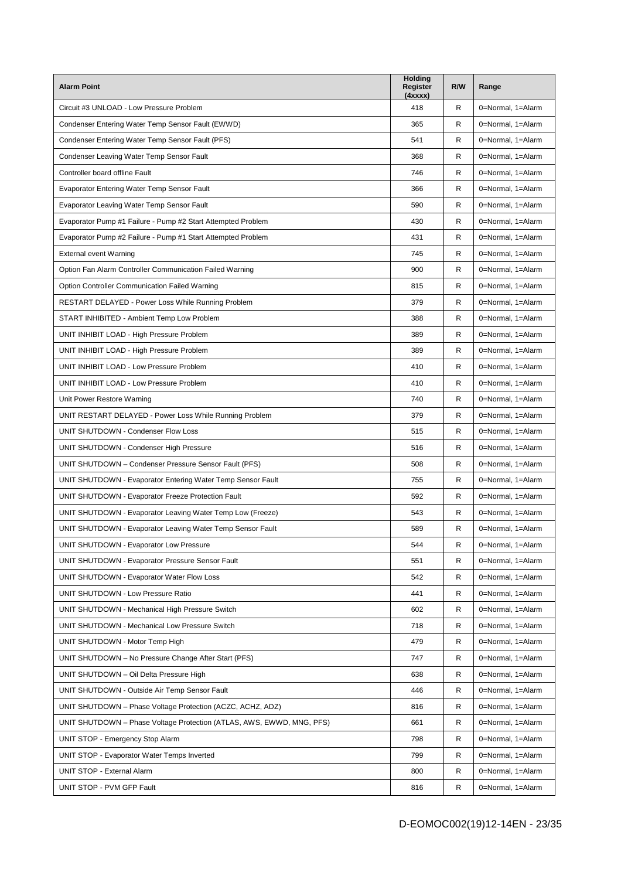| Alarm Point | Holding Register (4xxxx) | R/W | Range |
|---|---|---|---|
| Circuit #3 UNLOAD - Low Pressure Problem | 418 | R | 0=Normal, 1=Alarm |
| Condenser Entering Water Temp Sensor Fault (EWWD) | 365 | R | 0=Normal, 1=Alarm |
| Condenser Entering Water Temp Sensor Fault (PFS) | 541 | R | 0=Normal, 1=Alarm |
| Condenser Leaving Water Temp Sensor Fault | 368 | R | 0=Normal, 1=Alarm |
| Controller board offline Fault | 746 | R | 0=Normal, 1=Alarm |
| Evaporator Entering Water Temp Sensor Fault | 366 | R | 0=Normal, 1=Alarm |
| Evaporator Leaving Water Temp Sensor Fault | 590 | R | 0=Normal, 1=Alarm |
| Evaporator Pump #1 Failure - Pump #2 Start Attempted Problem | 430 | R | 0=Normal, 1=Alarm |
| Evaporator Pump #2 Failure - Pump #1 Start Attempted Problem | 431 | R | 0=Normal, 1=Alarm |
| External event Warning | 745 | R | 0=Normal, 1=Alarm |
| Option Fan Alarm Controller Communication Failed Warning | 900 | R | 0=Normal, 1=Alarm |
| Option Controller Communication Failed Warning | 815 | R | 0=Normal, 1=Alarm |
| RESTART DELAYED - Power Loss While Running Problem | 379 | R | 0=Normal, 1=Alarm |
| START INHIBITED - Ambient Temp Low Problem | 388 | R | 0=Normal, 1=Alarm |
| UNIT INHIBIT LOAD - High Pressure Problem | 389 | R | 0=Normal, 1=Alarm |
| UNIT INHIBIT LOAD - High Pressure Problem | 389 | R | 0=Normal, 1=Alarm |
| UNIT INHIBIT LOAD - Low Pressure Problem | 410 | R | 0=Normal, 1=Alarm |
| UNIT INHIBIT LOAD - Low Pressure Problem | 410 | R | 0=Normal, 1=Alarm |
| Unit Power Restore Warning | 740 | R | 0=Normal, 1=Alarm |
| UNIT RESTART DELAYED - Power Loss While Running Problem | 379 | R | 0=Normal, 1=Alarm |
| UNIT SHUTDOWN - Condenser Flow Loss | 515 | R | 0=Normal, 1=Alarm |
| UNIT SHUTDOWN - Condenser High Pressure | 516 | R | 0=Normal, 1=Alarm |
| UNIT SHUTDOWN – Condenser Pressure Sensor Fault (PFS) | 508 | R | 0=Normal, 1=Alarm |
| UNIT SHUTDOWN - Evaporator Entering Water Temp Sensor Fault | 755 | R | 0=Normal, 1=Alarm |
| UNIT SHUTDOWN - Evaporator Freeze Protection Fault | 592 | R | 0=Normal, 1=Alarm |
| UNIT SHUTDOWN - Evaporator Leaving Water Temp Low (Freeze) | 543 | R | 0=Normal, 1=Alarm |
| UNIT SHUTDOWN - Evaporator Leaving Water Temp Sensor Fault | 589 | R | 0=Normal, 1=Alarm |
| UNIT SHUTDOWN - Evaporator Low Pressure | 544 | R | 0=Normal, 1=Alarm |
| UNIT SHUTDOWN - Evaporator Pressure Sensor Fault | 551 | R | 0=Normal, 1=Alarm |
| UNIT SHUTDOWN - Evaporator Water Flow Loss | 542 | R | 0=Normal, 1=Alarm |
| UNIT SHUTDOWN - Low Pressure Ratio | 441 | R | 0=Normal, 1=Alarm |
| UNIT SHUTDOWN - Mechanical High Pressure Switch | 602 | R | 0=Normal, 1=Alarm |
| UNIT SHUTDOWN - Mechanical Low Pressure Switch | 718 | R | 0=Normal, 1=Alarm |
| UNIT SHUTDOWN - Motor Temp High | 479 | R | 0=Normal, 1=Alarm |
| UNIT SHUTDOWN – No Pressure Change After Start (PFS) | 747 | R | 0=Normal, 1=Alarm |
| UNIT SHUTDOWN – Oil Delta Pressure High | 638 | R | 0=Normal, 1=Alarm |
| UNIT SHUTDOWN - Outside Air Temp Sensor Fault | 446 | R | 0=Normal, 1=Alarm |
| UNIT SHUTDOWN – Phase Voltage Protection (ACZC, ACHZ, ADZ) | 816 | R | 0=Normal, 1=Alarm |
| UNIT SHUTDOWN – Phase Voltage Protection (ATLAS, AWS, EWWD, MNG, PFS) | 661 | R | 0=Normal, 1=Alarm |
| UNIT STOP - Emergency Stop Alarm | 798 | R | 0=Normal, 1=Alarm |
| UNIT STOP - Evaporator Water Temps Inverted | 799 | R | 0=Normal, 1=Alarm |
| UNIT STOP - External Alarm | 800 | R | 0=Normal, 1=Alarm |
| UNIT STOP - PVM GFP Fault | 816 | R | 0=Normal, 1=Alarm |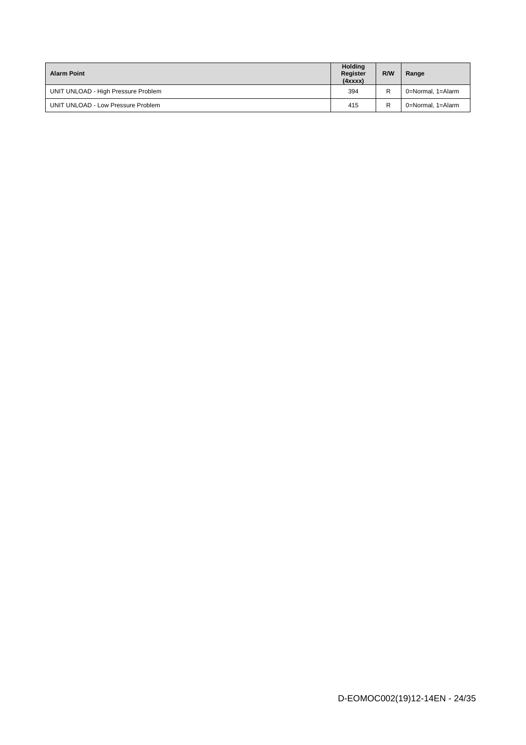| Alarm Point | Holding Register (4xxxx) | R/W | Range |
|---|---|---|---|
| UNIT UNLOAD - High Pressure Problem | 394 | R | 0=Normal, 1=Alarm |
| UNIT UNLOAD - Low Pressure Problem | 415 | R | 0=Normal, 1=Alarm |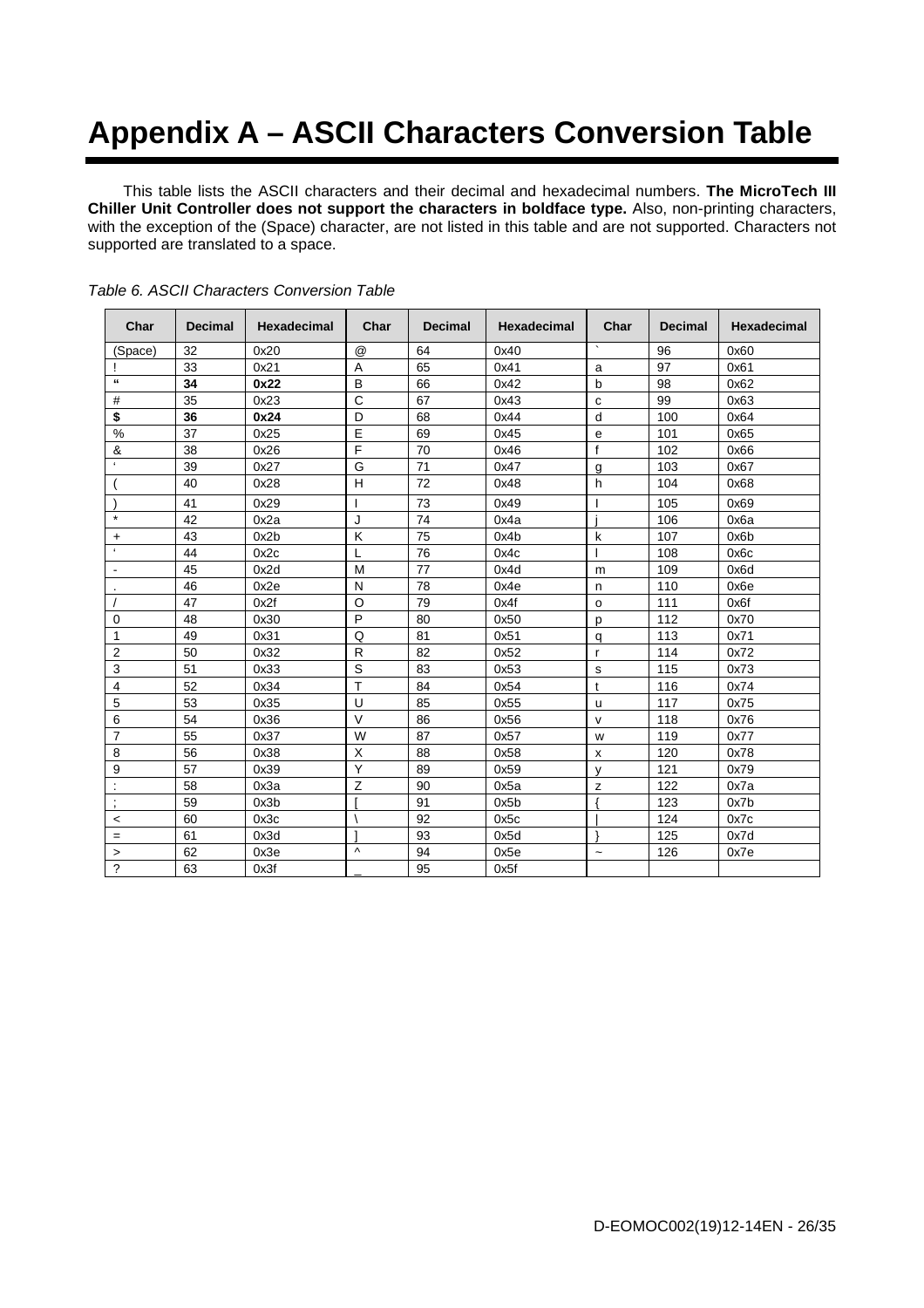# Appendix A – ASCII Characters Conversion Table

This table lists the ASCII characters and their decimal and hexadecimal numbers. **The MicroTech III Chiller Unit Controller does not support the characters in boldface type.** Also, non-printing characters, with the exception of the (Space) character, are not listed in this table and are not supported. Characters not supported are translated to a space.

*Table 6. ASCII Characters Conversion Table*

| Char | Decimal | Hexadecimal | Char | Decimal | Hexadecimal | Char | Decimal | Hexadecimal |
|---|---|---|---|---|---|---|---|---|
| (Space) | 32 | 0x20 | @ | 64 | 0x40 | ` | 96 | 0x60 |
| ! | 33 | 0x21 | A | 65 | 0x41 | a | 97 | 0x61 |
| **“** | **34** | **0x22** | B | 66 | 0x42 | b | 98 | 0x62 |
| # | 35 | 0x23 | C | 67 | 0x43 | c | 99 | 0x63 |
| **$** | **36** | **0x24** | D | 68 | 0x44 | d | 100 | 0x64 |
| % | 37 | 0x25 | E | 69 | 0x45 | e | 101 | 0x65 |
| & | 38 | 0x26 | F | 70 | 0x46 | f | 102 | 0x66 |
| ‘ | 39 | 0x27 | G | 71 | 0x47 | g | 103 | 0x67 |
| ( | 40 | 0x28 | H | 72 | 0x48 | h | 104 | 0x68 |
| ) | 41 | 0x29 | I | 73 | 0x49 | i | 105 | 0x69 |
| * | 42 | 0x2a | J | 74 | 0x4a | j | 106 | 0x6a |
| + | 43 | 0x2b | K | 75 | 0x4b | k | 107 | 0x6b |
| ‘ | 44 | 0x2c | L | 76 | 0x4c | l | 108 | 0x6c |
| - | 45 | 0x2d | M | 77 | 0x4d | m | 109 | 0x6d |
| . | 46 | 0x2e | N | 78 | 0x4e | n | 110 | 0x6e |
| / | 47 | 0x2f | O | 79 | 0x4f | o | 111 | 0x6f |
| 0 | 48 | 0x30 | P | 80 | 0x50 | p | 112 | 0x70 |
| 1 | 49 | 0x31 | Q | 81 | 0x51 | q | 113 | 0x71 |
| 2 | 50 | 0x32 | R | 82 | 0x52 | r | 114 | 0x72 |
| 3 | 51 | 0x33 | S | 83 | 0x53 | s | 115 | 0x73 |
| 4 | 52 | 0x34 | T | 84 | 0x54 | t | 116 | 0x74 |
| 5 | 53 | 0x35 | U | 85 | 0x55 | u | 117 | 0x75 |
| 6 | 54 | 0x36 | V | 86 | 0x56 | v | 118 | 0x76 |
| 7 | 55 | 0x37 | W | 87 | 0x57 | w | 119 | 0x77 |
| 8 | 56 | 0x38 | X | 88 | 0x58 | x | 120 | 0x78 |
| 9 | 57 | 0x39 | Y | 89 | 0x59 | y | 121 | 0x79 |
| : | 58 | 0x3a | Z | 90 | 0x5a | z | 122 | 0x7a |
| ; | 59 | 0x3b | [ | 91 | 0x5b | { | 123 | 0x7b |
| < | 60 | 0x3c | \ | 92 | 0x5c | \| | 124 | 0x7c |
| = | 61 | 0x3d | ] | 93 | 0x5d | } | 125 | 0x7d |
| > | 62 | 0x3e | ^ | 94 | 0x5e | ~ | 126 | 0x7e |
| ? | 63 | 0x3f | _ | 95 | 0x5f | | | |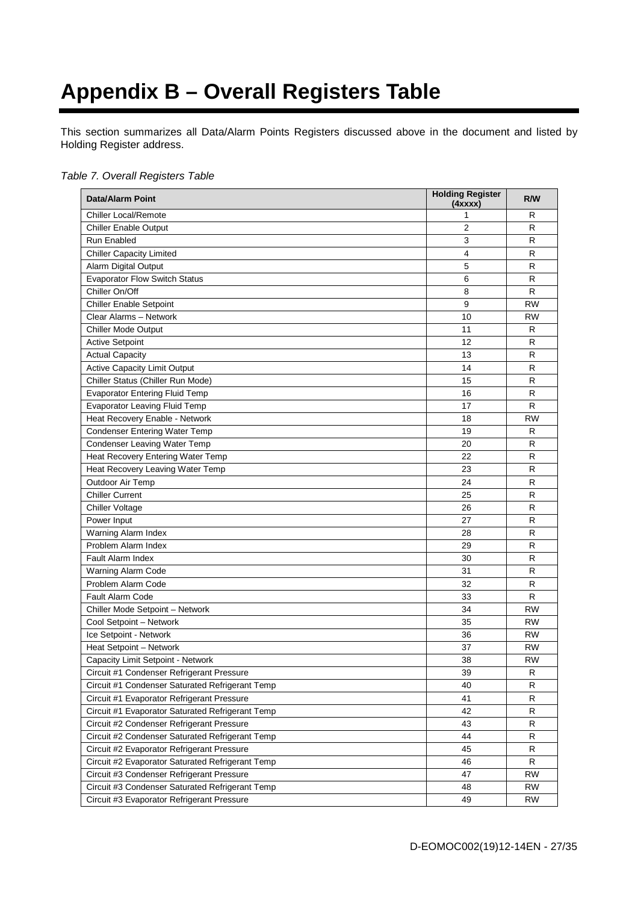# Appendix B – Overall Registers Table

This section summarizes all Data/Alarm Points Registers discussed above in the document and listed by Holding Register address.

*Table 7. Overall Registers Table*

| Data/Alarm Point | Holding Register (4xxxx) | R/W |
|---|---|---|
| Chiller Local/Remote | 1 | R |
| Chiller Enable Output | 2 | R |
| Run Enabled | 3 | R |
| Chiller Capacity Limited | 4 | R |
| Alarm Digital Output | 5 | R |
| Evaporator Flow Switch Status | 6 | R |
| Chiller On/Off | 8 | R |
| Chiller Enable Setpoint | 9 | RW |
| Clear Alarms – Network | 10 | RW |
| Chiller Mode Output | 11 | R |
| Active Setpoint | 12 | R |
| Actual Capacity | 13 | R |
| Active Capacity Limit Output | 14 | R |
| Chiller Status (Chiller Run Mode) | 15 | R |
| Evaporator Entering Fluid Temp | 16 | R |
| Evaporator Leaving Fluid Temp | 17 | R |
| Heat Recovery Enable - Network | 18 | RW |
| Condenser Entering Water Temp | 19 | R |
| Condenser Leaving Water Temp | 20 | R |
| Heat Recovery Entering Water Temp | 22 | R |
| Heat Recovery Leaving Water Temp | 23 | R |
| Outdoor Air Temp | 24 | R |
| Chiller Current | 25 | R |
| Chiller Voltage | 26 | R |
| Power Input | 27 | R |
| Warning Alarm Index | 28 | R |
| Problem Alarm Index | 29 | R |
| Fault Alarm Index | 30 | R |
| Warning Alarm Code | 31 | R |
| Problem Alarm Code | 32 | R |
| Fault Alarm Code | 33 | R |
| Chiller Mode Setpoint – Network | 34 | RW |
| Cool Setpoint – Network | 35 | RW |
| Ice Setpoint - Network | 36 | RW |
| Heat Setpoint – Network | 37 | RW |
| Capacity Limit Setpoint - Network | 38 | RW |
| Circuit #1 Condenser Refrigerant Pressure | 39 | R |
| Circuit #1 Condenser Saturated Refrigerant Temp | 40 | R |
| Circuit #1 Evaporator Refrigerant Pressure | 41 | R |
| Circuit #1 Evaporator Saturated Refrigerant Temp | 42 | R |
| Circuit #2 Condenser Refrigerant Pressure | 43 | R |
| Circuit #2 Condenser Saturated Refrigerant Temp | 44 | R |
| Circuit #2 Evaporator Refrigerant Pressure | 45 | R |
| Circuit #2 Evaporator Saturated Refrigerant Temp | 46 | R |
| Circuit #3 Condenser Refrigerant Pressure | 47 | RW |
| Circuit #3 Condenser Saturated Refrigerant Temp | 48 | RW |
| Circuit #3 Evaporator Refrigerant Pressure | 49 | RW |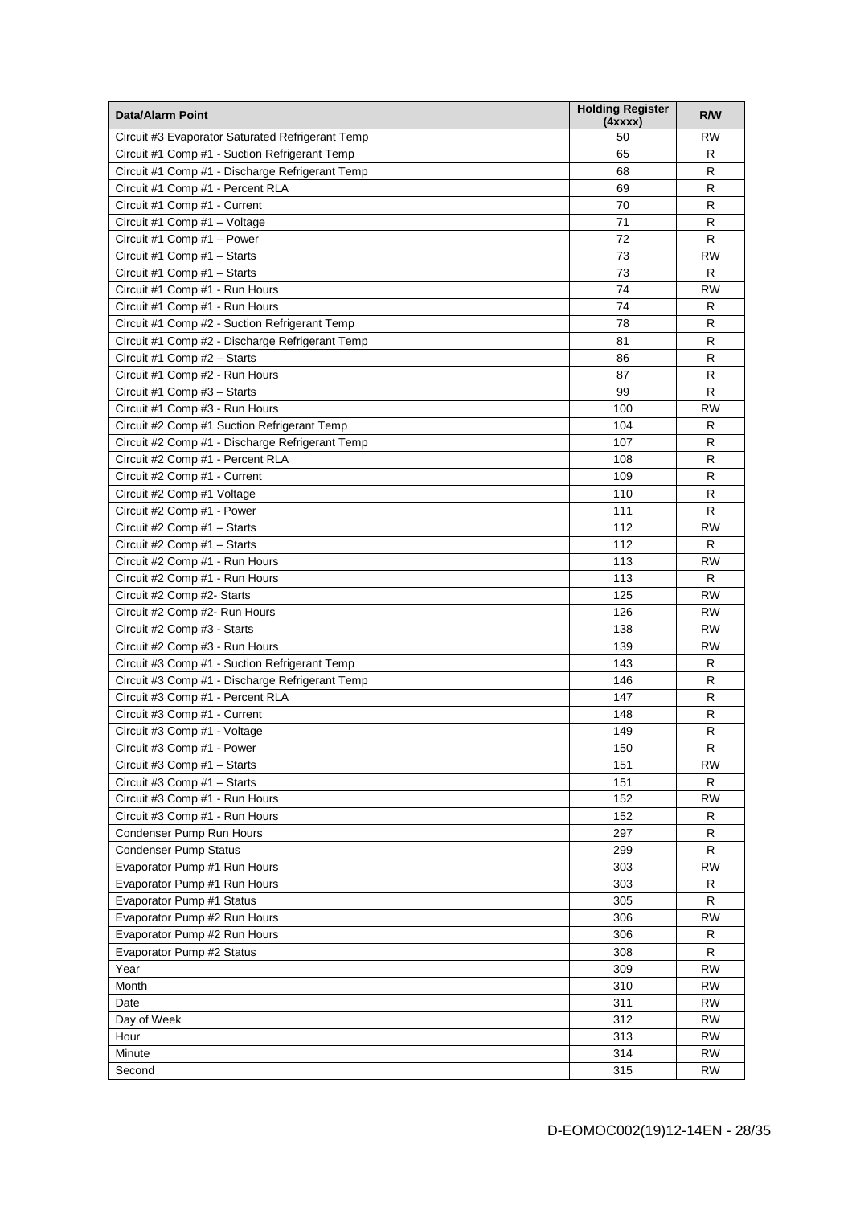| Data/Alarm Point | Holding Register (4xxxx) | R/W |
|---|---|---|
| Circuit #3 Evaporator Saturated Refrigerant Temp | 50 | RW |
| Circuit #1 Comp #1 - Suction Refrigerant Temp | 65 | R |
| Circuit #1 Comp #1 - Discharge Refrigerant Temp | 68 | R |
| Circuit #1 Comp #1 - Percent RLA | 69 | R |
| Circuit #1 Comp #1 - Current | 70 | R |
| Circuit #1 Comp #1 – Voltage | 71 | R |
| Circuit #1 Comp #1 – Power | 72 | R |
| Circuit #1 Comp #1 – Starts | 73 | RW |
| Circuit #1 Comp #1 – Starts | 73 | R |
| Circuit #1 Comp #1 - Run Hours | 74 | RW |
| Circuit #1 Comp #1 - Run Hours | 74 | R |
| Circuit #1 Comp #2 - Suction Refrigerant Temp | 78 | R |
| Circuit #1 Comp #2 - Discharge Refrigerant Temp | 81 | R |
| Circuit #1 Comp #2 – Starts | 86 | R |
| Circuit #1 Comp #2 - Run Hours | 87 | R |
| Circuit #1 Comp #3 – Starts | 99 | R |
| Circuit #1 Comp #3 - Run Hours | 100 | RW |
| Circuit #2 Comp #1 Suction Refrigerant Temp | 104 | R |
| Circuit #2 Comp #1 - Discharge Refrigerant Temp | 107 | R |
| Circuit #2 Comp #1 - Percent RLA | 108 | R |
| Circuit #2 Comp #1 - Current | 109 | R |
| Circuit #2 Comp #1 Voltage | 110 | R |
| Circuit #2 Comp #1 - Power | 111 | R |
| Circuit #2 Comp #1 – Starts | 112 | RW |
| Circuit #2 Comp #1 – Starts | 112 | R |
| Circuit #2 Comp #1 - Run Hours | 113 | RW |
| Circuit #2 Comp #1 - Run Hours | 113 | R |
| Circuit #2 Comp #2- Starts | 125 | RW |
| Circuit #2 Comp #2- Run Hours | 126 | RW |
| Circuit #2 Comp #3 - Starts | 138 | RW |
| Circuit #2 Comp #3 - Run Hours | 139 | RW |
| Circuit #3 Comp #1 - Suction Refrigerant Temp | 143 | R |
| Circuit #3 Comp #1 - Discharge Refrigerant Temp | 146 | R |
| Circuit #3 Comp #1 - Percent RLA | 147 | R |
| Circuit #3 Comp #1 - Current | 148 | R |
| Circuit #3 Comp #1 - Voltage | 149 | R |
| Circuit #3 Comp #1 - Power | 150 | R |
| Circuit #3 Comp #1 – Starts | 151 | RW |
| Circuit #3 Comp #1 – Starts | 151 | R |
| Circuit #3 Comp #1 - Run Hours | 152 | RW |
| Circuit #3 Comp #1 - Run Hours | 152 | R |
| Condenser Pump Run Hours | 297 | R |
| Condenser Pump Status | 299 | R |
| Evaporator Pump #1 Run Hours | 303 | RW |
| Evaporator Pump #1 Run Hours | 303 | R |
| Evaporator Pump #1 Status | 305 | R |
| Evaporator Pump #2 Run Hours | 306 | RW |
| Evaporator Pump #2 Run Hours | 306 | R |
| Evaporator Pump #2 Status | 308 | R |
| Year | 309 | RW |
| Month | 310 | RW |
| Date | 311 | RW |
| Day of Week | 312 | RW |
| Hour | 313 | RW |
| Minute | 314 | RW |
| Second | 315 | RW |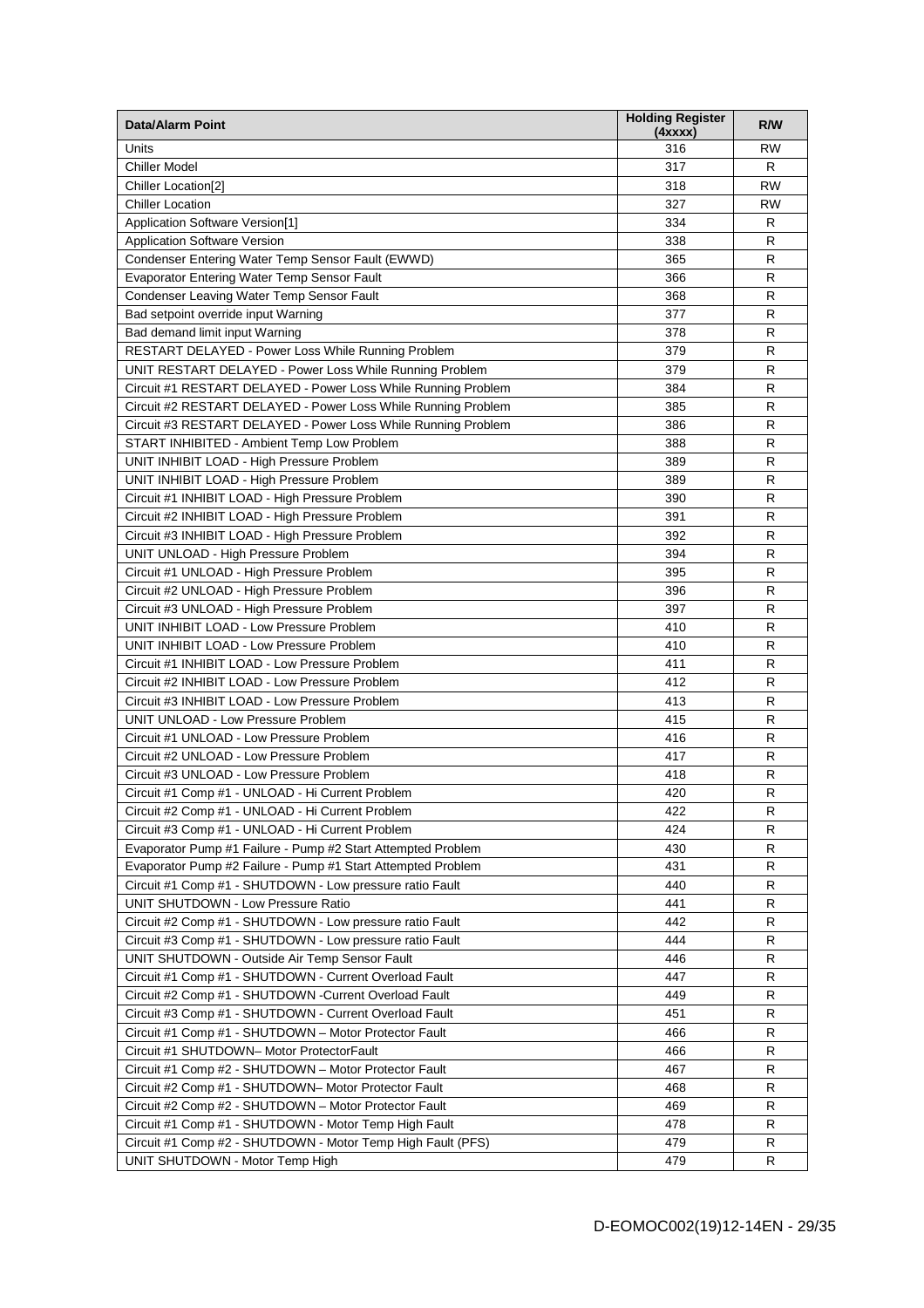| Data/Alarm Point | Holding Register (4xxxx) | R/W |
|---|---|---|
| Units | 316 | RW |
| Chiller Model | 317 | R |
| Chiller Location[2] | 318 | RW |
| Chiller Location | 327 | RW |
| Application Software Version[1] | 334 | R |
| Application Software Version | 338 | R |
| Condenser Entering Water Temp Sensor Fault (EWWD) | 365 | R |
| Evaporator Entering Water Temp Sensor Fault | 366 | R |
| Condenser Leaving Water Temp Sensor Fault | 368 | R |
| Bad setpoint override input Warning | 377 | R |
| Bad demand limit input Warning | 378 | R |
| RESTART DELAYED - Power Loss While Running Problem | 379 | R |
| UNIT RESTART DELAYED - Power Loss While Running Problem | 379 | R |
| Circuit #1 RESTART DELAYED - Power Loss While Running Problem | 384 | R |
| Circuit #2 RESTART DELAYED - Power Loss While Running Problem | 385 | R |
| Circuit #3 RESTART DELAYED - Power Loss While Running Problem | 386 | R |
| START INHIBITED - Ambient Temp Low Problem | 388 | R |
| UNIT INHIBIT LOAD - High Pressure Problem | 389 | R |
| UNIT INHIBIT LOAD - High Pressure Problem | 389 | R |
| Circuit #1 INHIBIT LOAD - High Pressure Problem | 390 | R |
| Circuit #2 INHIBIT LOAD - High Pressure Problem | 391 | R |
| Circuit #3 INHIBIT LOAD - High Pressure Problem | 392 | R |
| UNIT UNLOAD - High Pressure Problem | 394 | R |
| Circuit #1 UNLOAD - High Pressure Problem | 395 | R |
| Circuit #2 UNLOAD - High Pressure Problem | 396 | R |
| Circuit #3 UNLOAD - High Pressure Problem | 397 | R |
| UNIT INHIBIT LOAD - Low Pressure Problem | 410 | R |
| UNIT INHIBIT LOAD - Low Pressure Problem | 410 | R |
| Circuit #1 INHIBIT LOAD - Low Pressure Problem | 411 | R |
| Circuit #2 INHIBIT LOAD - Low Pressure Problem | 412 | R |
| Circuit #3 INHIBIT LOAD - Low Pressure Problem | 413 | R |
| UNIT UNLOAD - Low Pressure Problem | 415 | R |
| Circuit #1 UNLOAD - Low Pressure Problem | 416 | R |
| Circuit #2 UNLOAD - Low Pressure Problem | 417 | R |
| Circuit #3 UNLOAD - Low Pressure Problem | 418 | R |
| Circuit #1 Comp #1 - UNLOAD - Hi Current Problem | 420 | R |
| Circuit #2 Comp #1 - UNLOAD - Hi Current Problem | 422 | R |
| Circuit #3 Comp #1 - UNLOAD - Hi Current Problem | 424 | R |
| Evaporator Pump #1 Failure - Pump #2 Start Attempted Problem | 430 | R |
| Evaporator Pump #2 Failure - Pump #1 Start Attempted Problem | 431 | R |
| Circuit #1 Comp #1 - SHUTDOWN - Low pressure ratio Fault | 440 | R |
| UNIT SHUTDOWN - Low Pressure Ratio | 441 | R |
| Circuit #2 Comp #1 - SHUTDOWN - Low pressure ratio Fault | 442 | R |
| Circuit #3 Comp #1 - SHUTDOWN - Low pressure ratio Fault | 444 | R |
| UNIT SHUTDOWN - Outside Air Temp Sensor Fault | 446 | R |
| Circuit #1 Comp #1 - SHUTDOWN - Current Overload Fault | 447 | R |
| Circuit #2 Comp #1 - SHUTDOWN -Current Overload Fault | 449 | R |
| Circuit #3 Comp #1 - SHUTDOWN - Current Overload Fault | 451 | R |
| Circuit #1 Comp #1 - SHUTDOWN – Motor Protector Fault | 466 | R |
| Circuit #1 SHUTDOWN– Motor ProtectorFault | 466 | R |
| Circuit #1 Comp #2 - SHUTDOWN – Motor Protector Fault | 467 | R |
| Circuit #2 Comp #1 - SHUTDOWN– Motor Protector Fault | 468 | R |
| Circuit #2 Comp #2 - SHUTDOWN – Motor Protector Fault | 469 | R |
| Circuit #1 Comp #1 - SHUTDOWN - Motor Temp High Fault | 478 | R |
| Circuit #1 Comp #2 - SHUTDOWN - Motor Temp High Fault (PFS) | 479 | R |
| UNIT SHUTDOWN - Motor Temp High | 479 | R |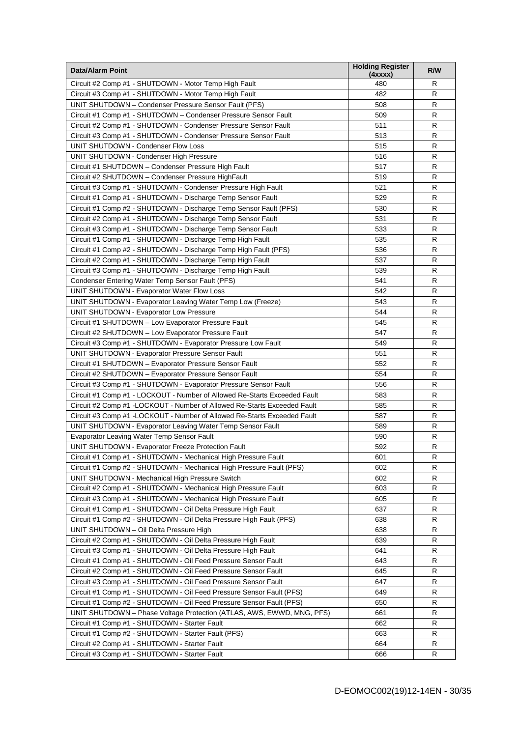| Data/Alarm Point | Holding Register (4xxxx) | R/W |
| --- | --- | --- |
| Circuit #2 Comp #1 - SHUTDOWN - Motor Temp High Fault | 480 | R |
| Circuit #3 Comp #1 - SHUTDOWN - Motor Temp High Fault | 482 | R |
| UNIT SHUTDOWN – Condenser Pressure Sensor Fault (PFS) | 508 | R |
| Circuit #1 Comp #1 - SHUTDOWN – Condenser Pressure Sensor Fault | 509 | R |
| Circuit #2 Comp #1 - SHUTDOWN - Condenser Pressure Sensor Fault | 511 | R |
| Circuit #3 Comp #1 - SHUTDOWN - Condenser Pressure Sensor Fault | 513 | R |
| UNIT SHUTDOWN - Condenser Flow Loss | 515 | R |
| UNIT SHUTDOWN - Condenser High Pressure | 516 | R |
| Circuit #1 SHUTDOWN – Condenser Pressure High Fault | 517 | R |
| Circuit #2 SHUTDOWN – Condenser Pressure HighFault | 519 | R |
| Circuit #3 Comp #1 - SHUTDOWN - Condenser Pressure High Fault | 521 | R |
| Circuit #1 Comp #1 - SHUTDOWN - Discharge Temp Sensor Fault | 529 | R |
| Circuit #1 Comp #2 - SHUTDOWN - Discharge Temp Sensor Fault (PFS) | 530 | R |
| Circuit #2 Comp #1 - SHUTDOWN - Discharge Temp Sensor Fault | 531 | R |
| Circuit #3 Comp #1 - SHUTDOWN - Discharge Temp Sensor Fault | 533 | R |
| Circuit #1 Comp #1 - SHUTDOWN - Discharge Temp High Fault | 535 | R |
| Circuit #1 Comp #2 - SHUTDOWN - Discharge Temp High Fault (PFS) | 536 | R |
| Circuit #2 Comp #1 - SHUTDOWN - Discharge Temp High Fault | 537 | R |
| Circuit #3 Comp #1 - SHUTDOWN - Discharge Temp High Fault | 539 | R |
| Condenser Entering Water Temp Sensor Fault (PFS) | 541 | R |
| UNIT SHUTDOWN - Evaporator Water Flow Loss | 542 | R |
| UNIT SHUTDOWN - Evaporator Leaving Water Temp Low (Freeze) | 543 | R |
| UNIT SHUTDOWN - Evaporator Low Pressure | 544 | R |
| Circuit #1 SHUTDOWN – Low Evaporator Pressure Fault | 545 | R |
| Circuit #2 SHUTDOWN – Low Evaporator Pressure Fault | 547 | R |
| Circuit #3 Comp #1 - SHUTDOWN - Evaporator Pressure Low Fault | 549 | R |
| UNIT SHUTDOWN - Evaporator Pressure Sensor Fault | 551 | R |
| Circuit #1 SHUTDOWN – Evaporator Pressure Sensor Fault | 552 | R |
| Circuit #2 SHUTDOWN – Evaporator Pressure Sensor Fault | 554 | R |
| Circuit #3 Comp #1 - SHUTDOWN - Evaporator Pressure Sensor Fault | 556 | R |
| Circuit #1 Comp #1 - LOCKOUT - Number of Allowed Re-Starts Exceeded Fault | 583 | R |
| Circuit #2 Comp #1 -LOCKOUT - Number of Allowed Re-Starts Exceeded Fault | 585 | R |
| Circuit #3 Comp #1 -LOCKOUT - Number of Allowed Re-Starts Exceeded Fault | 587 | R |
| UNIT SHUTDOWN - Evaporator Leaving Water Temp Sensor Fault | 589 | R |
| Evaporator Leaving Water Temp Sensor Fault | 590 | R |
| UNIT SHUTDOWN - Evaporator Freeze Protection Fault | 592 | R |
| Circuit #1 Comp #1 - SHUTDOWN - Mechanical High Pressure Fault | 601 | R |
| Circuit #1 Comp #2 - SHUTDOWN - Mechanical High Pressure Fault (PFS) | 602 | R |
| UNIT SHUTDOWN - Mechanical High Pressure Switch | 602 | R |
| Circuit #2 Comp #1 - SHUTDOWN - Mechanical High Pressure Fault | 603 | R |
| Circuit #3 Comp #1 - SHUTDOWN - Mechanical High Pressure Fault | 605 | R |
| Circuit #1 Comp #1 - SHUTDOWN - Oil Delta Pressure High Fault | 637 | R |
| Circuit #1 Comp #2 - SHUTDOWN - Oil Delta Pressure High Fault (PFS) | 638 | R |
| UNIT SHUTDOWN – Oil Delta Pressure High | 638 | R |
| Circuit #2 Comp #1 - SHUTDOWN - Oil Delta Pressure High Fault | 639 | R |
| Circuit #3 Comp #1 - SHUTDOWN - Oil Delta Pressure High Fault | 641 | R |
| Circuit #1 Comp #1 - SHUTDOWN - Oil Feed Pressure Sensor Fault | 643 | R |
| Circuit #2 Comp #1 - SHUTDOWN - Oil Feed Pressure Sensor Fault | 645 | R |
| Circuit #3 Comp #1 - SHUTDOWN - Oil Feed Pressure Sensor Fault | 647 | R |
| Circuit #1 Comp #1 - SHUTDOWN - Oil Feed Pressure Sensor Fault (PFS) | 649 | R |
| Circuit #1 Comp #2 - SHUTDOWN - Oil Feed Pressure Sensor Fault (PFS) | 650 | R |
| UNIT SHUTDOWN – Phase Voltage Protection (ATLAS, AWS, EWWD, MNG, PFS) | 661 | R |
| Circuit #1 Comp #1 - SHUTDOWN - Starter Fault | 662 | R |
| Circuit #1 Comp #2 - SHUTDOWN - Starter Fault (PFS) | 663 | R |
| Circuit #2 Comp #1 - SHUTDOWN - Starter Fault | 664 | R |
| Circuit #3 Comp #1 - SHUTDOWN - Starter Fault | 666 | R |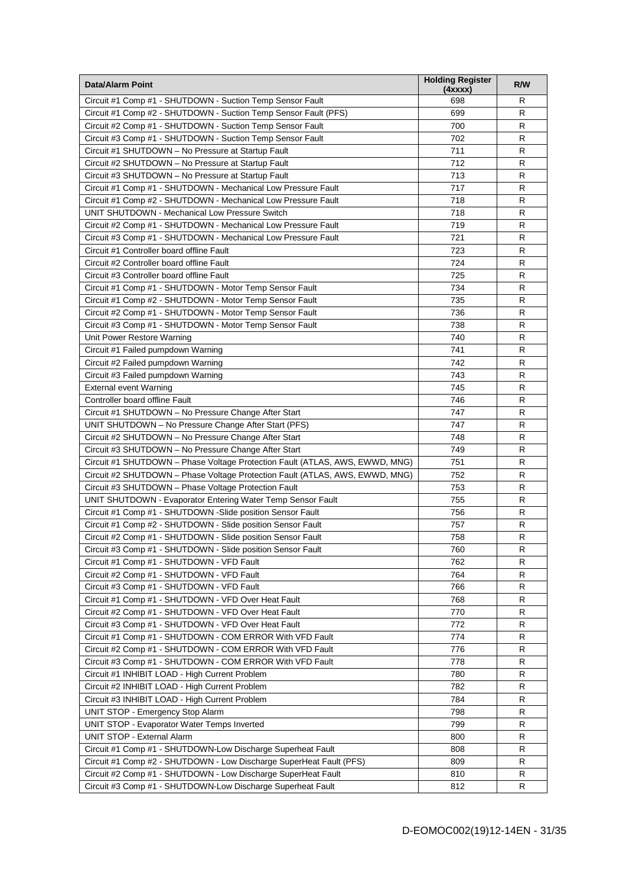| Data/Alarm Point | Holding Register (4xxxx) | R/W |
|---|---|---|
| Circuit #1 Comp #1 - SHUTDOWN - Suction Temp Sensor Fault | 698 | R |
| Circuit #1 Comp #2 - SHUTDOWN - Suction Temp Sensor Fault (PFS) | 699 | R |
| Circuit #2 Comp #1 - SHUTDOWN - Suction Temp Sensor Fault | 700 | R |
| Circuit #3 Comp #1 - SHUTDOWN - Suction Temp Sensor Fault | 702 | R |
| Circuit #1 SHUTDOWN – No Pressure at Startup Fault | 711 | R |
| Circuit #2 SHUTDOWN – No Pressure at Startup Fault | 712 | R |
| Circuit #3 SHUTDOWN – No Pressure at Startup Fault | 713 | R |
| Circuit #1 Comp #1 - SHUTDOWN - Mechanical Low Pressure Fault | 717 | R |
| Circuit #1 Comp #2 - SHUTDOWN - Mechanical Low Pressure Fault | 718 | R |
| UNIT SHUTDOWN - Mechanical Low Pressure Switch | 718 | R |
| Circuit #2 Comp #1 - SHUTDOWN - Mechanical Low Pressure Fault | 719 | R |
| Circuit #3 Comp #1 - SHUTDOWN - Mechanical Low Pressure Fault | 721 | R |
| Circuit #1 Controller board offline Fault | 723 | R |
| Circuit #2 Controller board offline Fault | 724 | R |
| Circuit #3 Controller board offline Fault | 725 | R |
| Circuit #1 Comp #1 - SHUTDOWN - Motor Temp Sensor Fault | 734 | R |
| Circuit #1 Comp #2 - SHUTDOWN - Motor Temp Sensor Fault | 735 | R |
| Circuit #2 Comp #1 - SHUTDOWN - Motor Temp Sensor Fault | 736 | R |
| Circuit #3 Comp #1 - SHUTDOWN - Motor Temp Sensor Fault | 738 | R |
| Unit Power Restore Warning | 740 | R |
| Circuit #1 Failed pumpdown Warning | 741 | R |
| Circuit #2 Failed pumpdown Warning | 742 | R |
| Circuit #3 Failed pumpdown Warning | 743 | R |
| External event Warning | 745 | R |
| Controller board offline Fault | 746 | R |
| Circuit #1 SHUTDOWN – No Pressure Change After Start | 747 | R |
| UNIT SHUTDOWN – No Pressure Change After Start (PFS) | 747 | R |
| Circuit #2 SHUTDOWN – No Pressure Change After Start | 748 | R |
| Circuit #3 SHUTDOWN – No Pressure Change After Start | 749 | R |
| Circuit #1 SHUTDOWN – Phase Voltage Protection Fault (ATLAS, AWS, EWWD, MNG) | 751 | R |
| Circuit #2 SHUTDOWN – Phase Voltage Protection Fault (ATLAS, AWS, EWWD, MNG) | 752 | R |
| Circuit #3 SHUTDOWN – Phase Voltage Protection Fault | 753 | R |
| UNIT SHUTDOWN - Evaporator Entering Water Temp Sensor Fault | 755 | R |
| Circuit #1 Comp #1 - SHUTDOWN -Slide position Sensor Fault | 756 | R |
| Circuit #1 Comp #2 - SHUTDOWN - Slide position Sensor Fault | 757 | R |
| Circuit #2 Comp #1 - SHUTDOWN - Slide position Sensor Fault | 758 | R |
| Circuit #3 Comp #1 - SHUTDOWN - Slide position Sensor Fault | 760 | R |
| Circuit #1 Comp #1 - SHUTDOWN - VFD Fault | 762 | R |
| Circuit #2 Comp #1 - SHUTDOWN - VFD Fault | 764 | R |
| Circuit #3 Comp #1 - SHUTDOWN - VFD Fault | 766 | R |
| Circuit #1 Comp #1 - SHUTDOWN - VFD Over Heat Fault | 768 | R |
| Circuit #2 Comp #1 - SHUTDOWN - VFD Over Heat Fault | 770 | R |
| Circuit #3 Comp #1 - SHUTDOWN - VFD Over Heat Fault | 772 | R |
| Circuit #1 Comp #1 - SHUTDOWN - COM ERROR With VFD Fault | 774 | R |
| Circuit #2 Comp #1 - SHUTDOWN - COM ERROR With VFD Fault | 776 | R |
| Circuit #3 Comp #1 - SHUTDOWN - COM ERROR With VFD Fault | 778 | R |
| Circuit #1 INHIBIT LOAD - High Current Problem | 780 | R |
| Circuit #2 INHIBIT LOAD - High Current Problem | 782 | R |
| Circuit #3 INHIBIT LOAD - High Current Problem | 784 | R |
| UNIT STOP - Emergency Stop Alarm | 798 | R |
| UNIT STOP - Evaporator Water Temps Inverted | 799 | R |
| UNIT STOP - External Alarm | 800 | R |
| Circuit #1 Comp #1 - SHUTDOWN-Low Discharge Superheat Fault | 808 | R |
| Circuit #1 Comp #2 - SHUTDOWN - Low Discharge SuperHeat Fault (PFS) | 809 | R |
| Circuit #2 Comp #1 - SHUTDOWN - Low Discharge SuperHeat Fault | 810 | R |
| Circuit #3 Comp #1 - SHUTDOWN-Low Discharge Superheat Fault | 812 | R |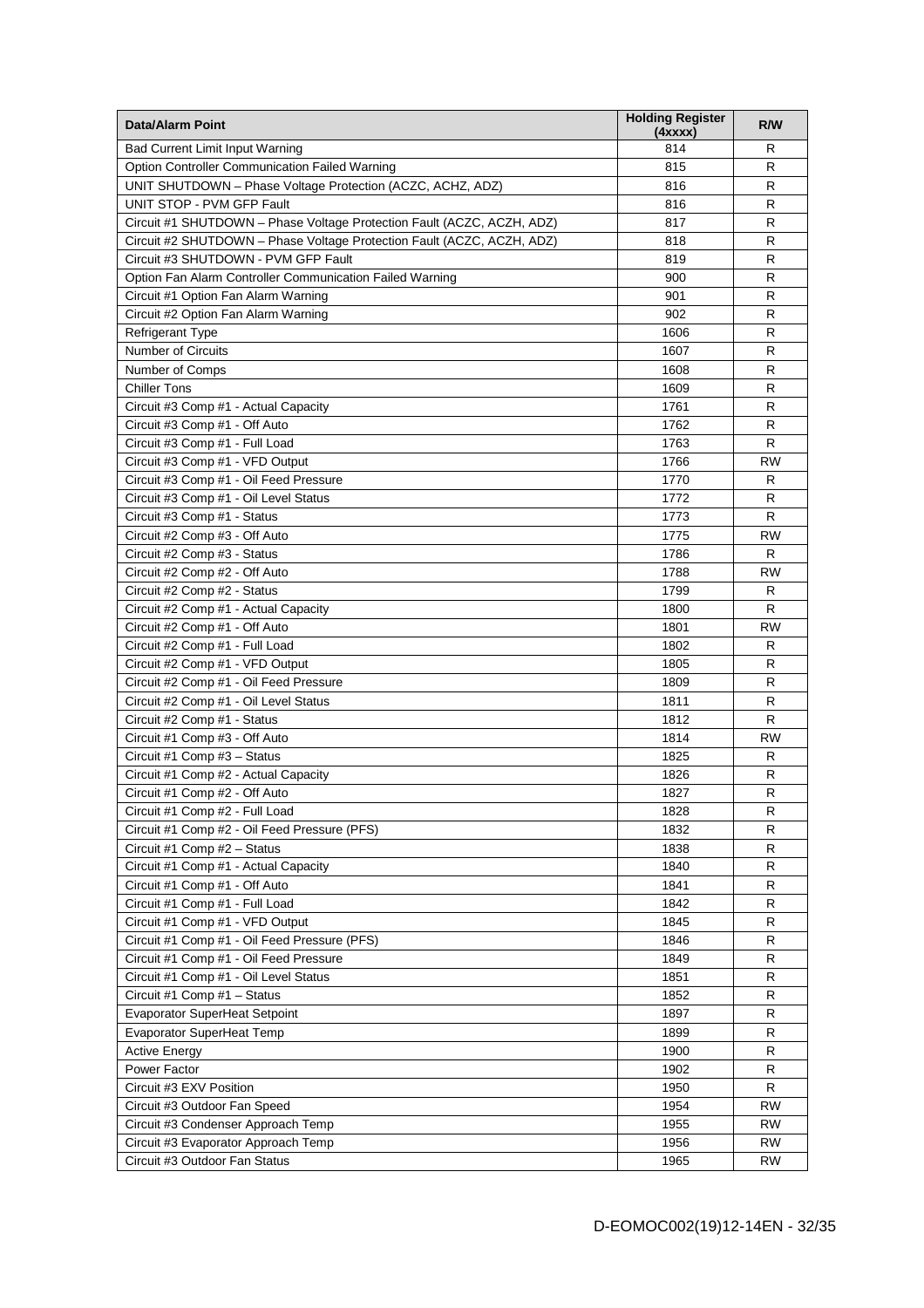| Data/Alarm Point | Holding Register (4xxxx) | R/W |
|---|---|---|
| Bad Current Limit Input Warning | 814 | R |
| Option Controller Communication Failed Warning | 815 | R |
| UNIT SHUTDOWN – Phase Voltage Protection (ACZC, ACHZ, ADZ) | 816 | R |
| UNIT STOP - PVM GFP Fault | 816 | R |
| Circuit #1 SHUTDOWN – Phase Voltage Protection Fault (ACZC, ACZH, ADZ) | 817 | R |
| Circuit #2 SHUTDOWN – Phase Voltage Protection Fault (ACZC, ACZH, ADZ) | 818 | R |
| Circuit #3 SHUTDOWN - PVM GFP Fault | 819 | R |
| Option Fan Alarm Controller Communication Failed Warning | 900 | R |
| Circuit #1 Option Fan Alarm Warning | 901 | R |
| Circuit #2 Option Fan Alarm Warning | 902 | R |
| Refrigerant Type | 1606 | R |
| Number of Circuits | 1607 | R |
| Number of Comps | 1608 | R |
| Chiller Tons | 1609 | R |
| Circuit #3 Comp #1 - Actual Capacity | 1761 | R |
| Circuit #3 Comp #1 - Off Auto | 1762 | R |
| Circuit #3 Comp #1 - Full Load | 1763 | R |
| Circuit #3 Comp #1 - VFD Output | 1766 | RW |
| Circuit #3 Comp #1 - Oil Feed Pressure | 1770 | R |
| Circuit #3 Comp #1 - Oil Level Status | 1772 | R |
| Circuit #3 Comp #1 - Status | 1773 | R |
| Circuit #2 Comp #3 - Off Auto | 1775 | RW |
| Circuit #2 Comp #3 - Status | 1786 | R |
| Circuit #2 Comp #2 - Off Auto | 1788 | RW |
| Circuit #2 Comp #2 - Status | 1799 | R |
| Circuit #2 Comp #1 - Actual Capacity | 1800 | R |
| Circuit #2 Comp #1 - Off Auto | 1801 | RW |
| Circuit #2 Comp #1 - Full Load | 1802 | R |
| Circuit #2 Comp #1 - VFD Output | 1805 | R |
| Circuit #2 Comp #1 - Oil Feed Pressure | 1809 | R |
| Circuit #2 Comp #1 - Oil Level Status | 1811 | R |
| Circuit #2 Comp #1 - Status | 1812 | R |
| Circuit #1 Comp #3 - Off Auto | 1814 | RW |
| Circuit #1 Comp #3 – Status | 1825 | R |
| Circuit #1 Comp #2 - Actual Capacity | 1826 | R |
| Circuit #1 Comp #2 - Off Auto | 1827 | R |
| Circuit #1 Comp #2 - Full Load | 1828 | R |
| Circuit #1 Comp #2 - Oil Feed Pressure (PFS) | 1832 | R |
| Circuit #1 Comp #2 – Status | 1838 | R |
| Circuit #1 Comp #1 - Actual Capacity | 1840 | R |
| Circuit #1 Comp #1 - Off Auto | 1841 | R |
| Circuit #1 Comp #1 - Full Load | 1842 | R |
| Circuit #1 Comp #1 - VFD Output | 1845 | R |
| Circuit #1 Comp #1 - Oil Feed Pressure (PFS) | 1846 | R |
| Circuit #1 Comp #1 - Oil Feed Pressure | 1849 | R |
| Circuit #1 Comp #1 - Oil Level Status | 1851 | R |
| Circuit #1 Comp #1 – Status | 1852 | R |
| Evaporator SuperHeat Setpoint | 1897 | R |
| Evaporator SuperHeat Temp | 1899 | R |
| Active Energy | 1900 | R |
| Power Factor | 1902 | R |
| Circuit #3 EXV Position | 1950 | R |
| Circuit #3 Outdoor Fan Speed | 1954 | RW |
| Circuit #3 Condenser Approach Temp | 1955 | RW |
| Circuit #3 Evaporator Approach Temp | 1956 | RW |
| Circuit #3 Outdoor Fan Status | 1965 | RW |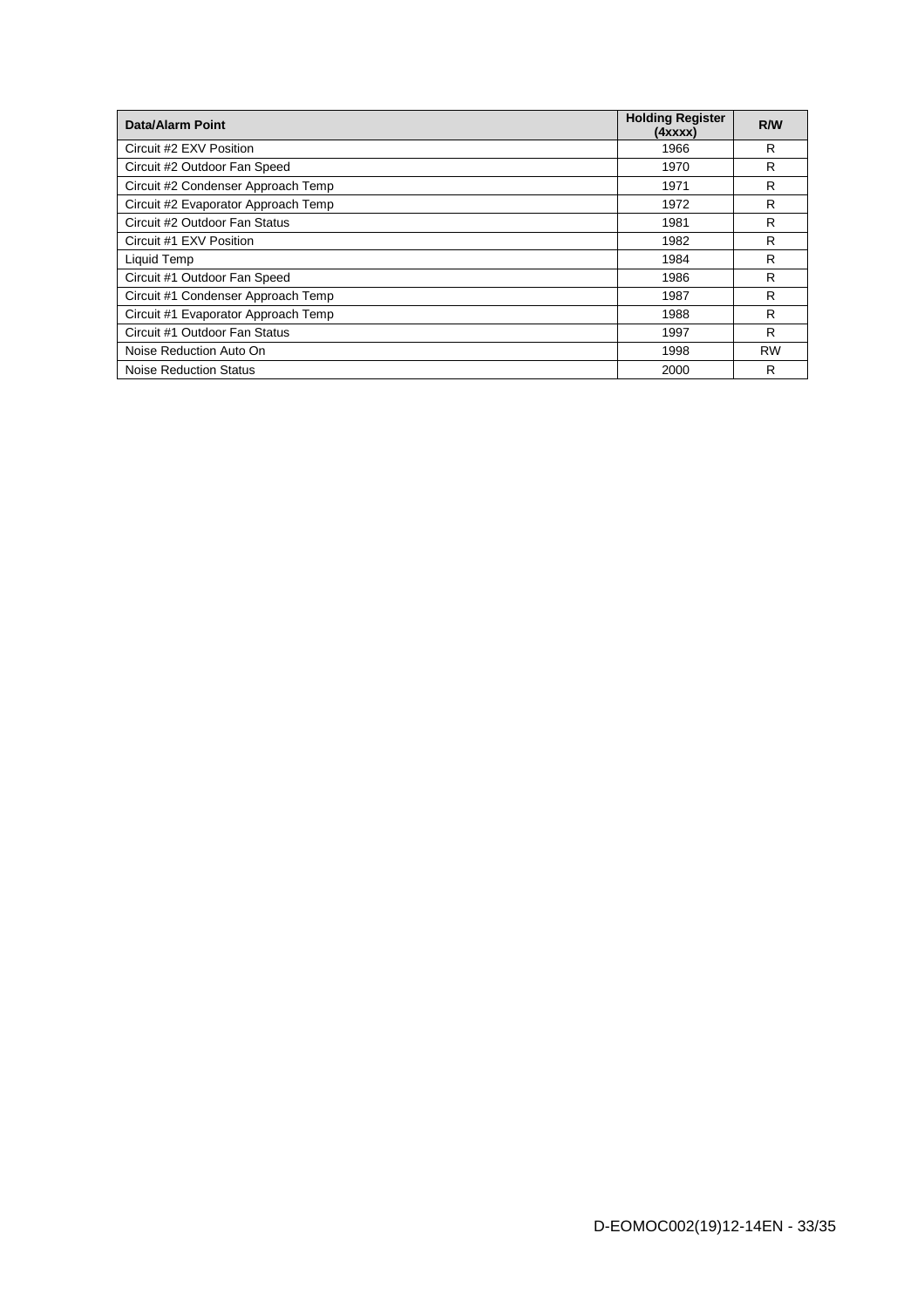| Data/Alarm Point | Holding Register (4xxxx) | R/W |
| --- | --- | --- |
| Circuit #2 EXV Position | 1966 | R |
| Circuit #2 Outdoor Fan Speed | 1970 | R |
| Circuit #2 Condenser Approach Temp | 1971 | R |
| Circuit #2 Evaporator Approach Temp | 1972 | R |
| Circuit #2 Outdoor Fan Status | 1981 | R |
| Circuit #1 EXV Position | 1982 | R |
| Liquid Temp | 1984 | R |
| Circuit #1 Outdoor Fan Speed | 1986 | R |
| Circuit #1 Condenser Approach Temp | 1987 | R |
| Circuit #1 Evaporator Approach Temp | 1988 | R |
| Circuit #1 Outdoor Fan Status | 1997 | R |
| Noise Reduction Auto On | 1998 | RW |
| Noise Reduction Status | 2000 | R |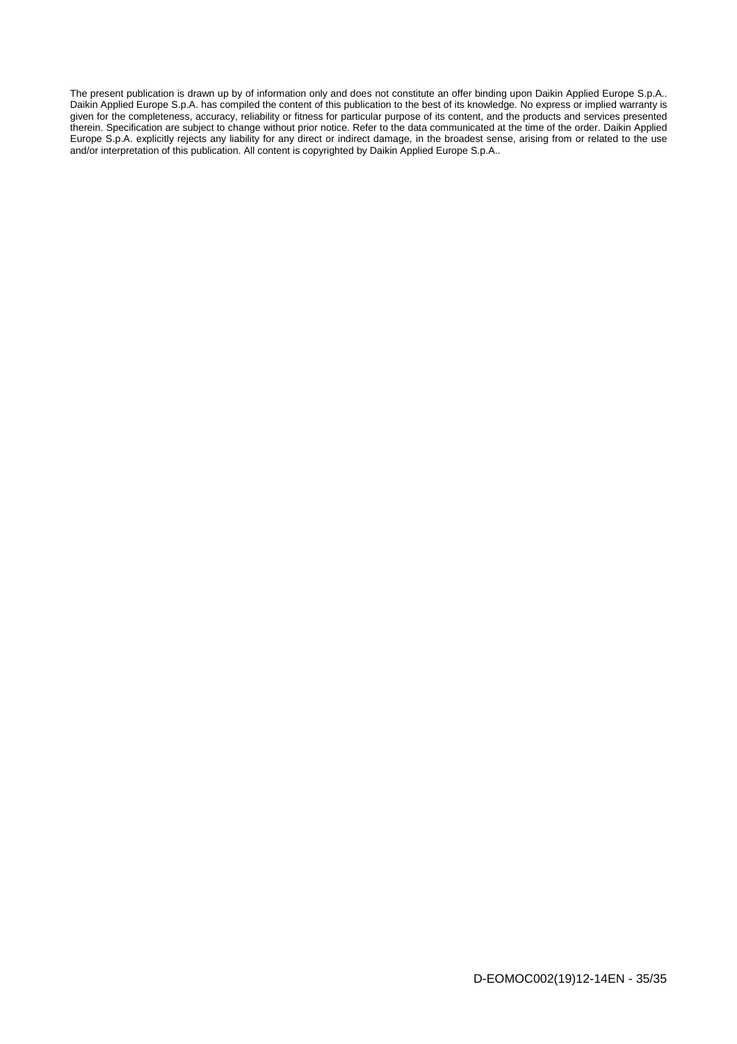The present publication is drawn up by of information only and does not constitute an offer binding upon Daikin Applied Europe S.p.A.. Daikin Applied Europe S.p.A. has compiled the content of this publication to the best of its knowledge. No express or implied warranty is given for the completeness, accuracy, reliability or fitness for particular purpose of its content, and the products and services presented therein. Specification are subject to change without prior notice. Refer to the data communicated at the time of the order. Daikin Applied Europe S.p.A. explicitly rejects any liability for any direct or indirect damage, in the broadest sense, arising from or related to the use and/or interpretation of this publication. All content is copyrighted by Daikin Applied Europe S.p.A..